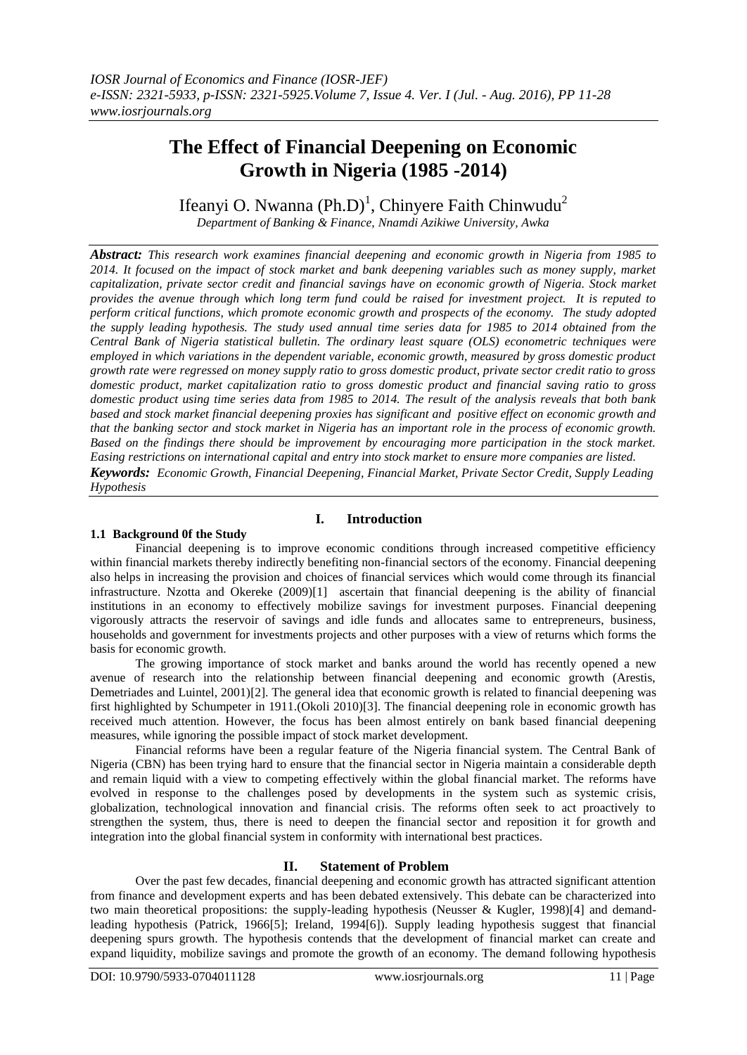# The Effect of Financial Deepening on Economic Growth in Nigeria (1985 -2014)

Ifeanyi O. Nwanna (Ph.D)[1], Chinyere Faith Chinwudu[2]

*Department of Banking & Finance, Nnamdi Azikiwe University, Awka*

***Abstract:*** *This research work examines financial deepening and economic growth in Nigeria from 1985 to 2014. It focused on the impact of stock market and bank deepening variables such as money supply, market capitalization, private sector credit and financial savings have on economic growth of Nigeria. Stock market provides the avenue through which long term fund could be raised for investment project. It is reputed to perform critical functions, which promote economic growth and prospects of the economy. The study adopted the supply leading hypothesis. The study used annual time series data for 1985 to 2014 obtained from the Central Bank of Nigeria statistical bulletin. The ordinary least square (OLS) econometric techniques were employed in which variations in the dependent variable, economic growth, measured by gross domestic product growth rate were regressed on money supply ratio to gross domestic product, private sector credit ratio to gross domestic product, market capitalization ratio to gross domestic product and financial saving ratio to gross domestic product using time series data from 1985 to 2014. The result of the analysis reveals that both bank based and stock market financial deepening proxies has significant and positive effect on economic growth and that the banking sector and stock market in Nigeria has an important role in the process of economic growth. Based on the findings there should be improvement by encouraging more participation in the stock market. Easing restrictions on international capital and entry into stock market to ensure more companies are listed.*

***Keywords:*** *Economic Growth, Financial Deepening, Financial Market, Private Sector Credit, Supply Leading Hypothesis*

## I. Introduction

### 1.1 Background 0f the Study

Financial deepening is to improve economic conditions through increased competitive efficiency within financial markets thereby indirectly benefiting non-financial sectors of the economy. Financial deepening also helps in increasing the provision and choices of financial services which would come through its financial infrastructure. Nzotta and Okereke (2009)[1] ascertain that financial deepening is the ability of financial institutions in an economy to effectively mobilize savings for investment purposes. Financial deepening vigorously attracts the reservoir of savings and idle funds and allocates same to entrepreneurs, business, households and government for investments projects and other purposes with a view of returns which forms the basis for economic growth.

The growing importance of stock market and banks around the world has recently opened a new avenue of research into the relationship between financial deepening and economic growth (Arestis, Demetriades and Luintel, 2001)[2]. The general idea that economic growth is related to financial deepening was first highlighted by Schumpeter in 1911.(Okoli 2010)[3]. The financial deepening role in economic growth has received much attention. However, the focus has been almost entirely on bank based financial deepening measures, while ignoring the possible impact of stock market development.

Financial reforms have been a regular feature of the Nigeria financial system. The Central Bank of Nigeria (CBN) has been trying hard to ensure that the financial sector in Nigeria maintain a considerable depth and remain liquid with a view to competing effectively within the global financial market. The reforms have evolved in response to the challenges posed by developments in the system such as systemic crisis, globalization, technological innovation and financial crisis. The reforms often seek to act proactively to strengthen the system, thus, there is need to deepen the financial sector and reposition it for growth and integration into the global financial system in conformity with international best practices.

## II. Statement of Problem

Over the past few decades, financial deepening and economic growth has attracted significant attention from finance and development experts and has been debated extensively. This debate can be characterized into two main theoretical propositions: the supply-leading hypothesis (Neusser & Kugler, 1998)[4] and demand-leading hypothesis (Patrick, 1966[5]; Ireland, 1994[6]). Supply leading hypothesis suggest that financial deepening spurs growth. The hypothesis contends that the development of financial market can create and expand liquidity, mobilize savings and promote the growth of an economy. The demand following hypothesis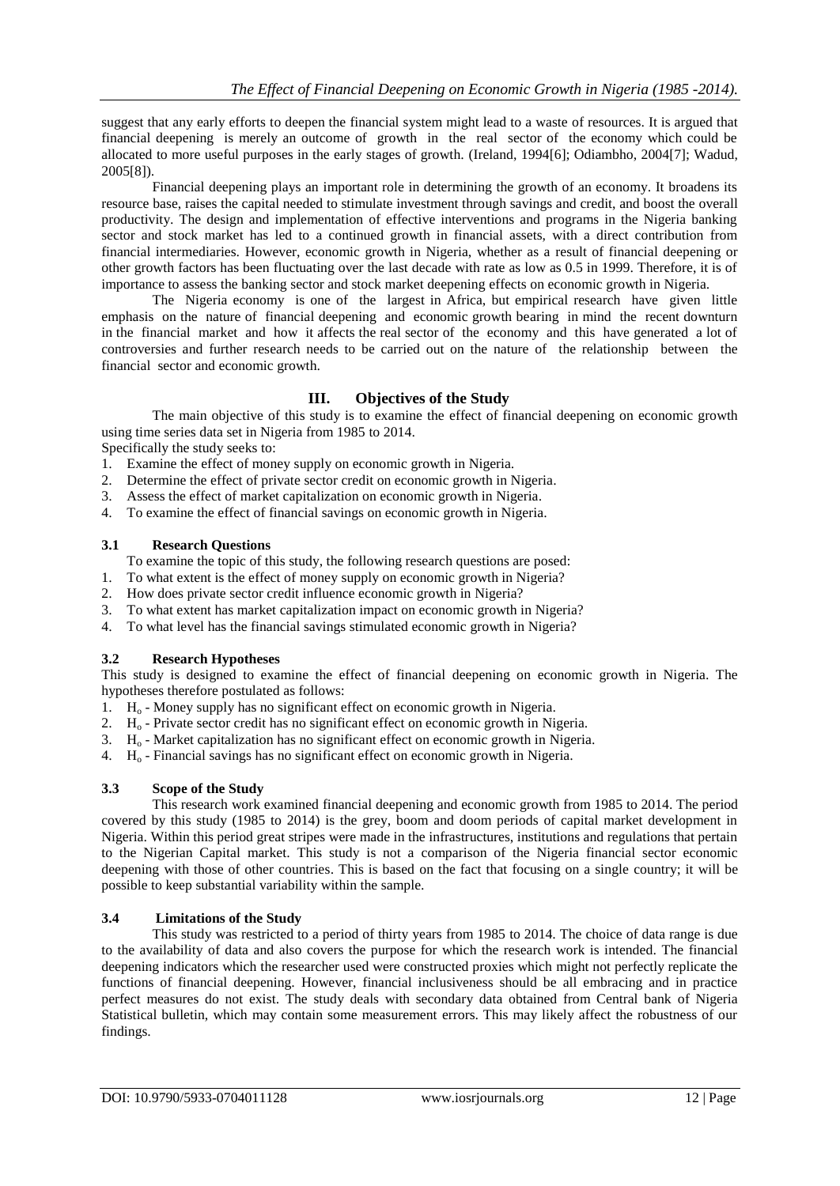suggest that any early efforts to deepen the financial system might lead to a waste of resources. It is argued that financial deepening is merely an outcome of growth in the real sector of the economy which could be allocated to more useful purposes in the early stages of growth. (Ireland, 1994[6]; Odiambho, 2004[7]; Wadud, 2005[8]).

Financial deepening plays an important role in determining the growth of an economy. It broadens its resource base, raises the capital needed to stimulate investment through savings and credit, and boost the overall productivity. The design and implementation of effective interventions and programs in the Nigeria banking sector and stock market has led to a continued growth in financial assets, with a direct contribution from financial intermediaries. However, economic growth in Nigeria, whether as a result of financial deepening or other growth factors has been fluctuating over the last decade with rate as low as 0.5 in 1999. Therefore, it is of importance to assess the banking sector and stock market deepening effects on economic growth in Nigeria.

The Nigeria economy is one of the largest in Africa, but empirical research have given little emphasis on the nature of financial deepening and economic growth bearing in mind the recent downturn in the financial market and how it affects the real sector of the economy and this have generated a lot of controversies and further research needs to be carried out on the nature of the relationship between the financial sector and economic growth.

## III. Objectives of the Study

The main objective of this study is to examine the effect of financial deepening on economic growth using time series data set in Nigeria from 1985 to 2014.

Specifically the study seeks to:

1. Examine the effect of money supply on economic growth in Nigeria.
2. Determine the effect of private sector credit on economic growth in Nigeria.
3. Assess the effect of market capitalization on economic growth in Nigeria.
4. To examine the effect of financial savings on economic growth in Nigeria.

### 3.1 Research Questions

To examine the topic of this study, the following research questions are posed:

1. To what extent is the effect of money supply on economic growth in Nigeria?
2. How does private sector credit influence economic growth in Nigeria?
3. To what extent has market capitalization impact on economic growth in Nigeria?
4. To what level has the financial savings stimulated economic growth in Nigeria?

### 3.2 Research Hypotheses

This study is designed to examine the effect of financial deepening on economic growth in Nigeria. The hypotheses therefore postulated as follows:

1. $H_o$ - Money supply has no significant effect on economic growth in Nigeria.
2. $H_o$ - Private sector credit has no significant effect on economic growth in Nigeria.
3. $H_o$ - Market capitalization has no significant effect on economic growth in Nigeria.
4. $H_o$ - Financial savings has no significant effect on economic growth in Nigeria.

### 3.3 Scope of the Study

This research work examined financial deepening and economic growth from 1985 to 2014. The period covered by this study (1985 to 2014) is the grey, boom and doom periods of capital market development in Nigeria. Within this period great stripes were made in the infrastructures, institutions and regulations that pertain to the Nigerian Capital market. This study is not a comparison of the Nigeria financial sector economic deepening with those of other countries. This is based on the fact that focusing on a single country; it will be possible to keep substantial variability within the sample.

### 3.4 Limitations of the Study

This study was restricted to a period of thirty years from 1985 to 2014. The choice of data range is due to the availability of data and also covers the purpose for which the research work is intended. The financial deepening indicators which the researcher used were constructed proxies which might not perfectly replicate the functions of financial deepening. However, financial inclusiveness should be all embracing and in practice perfect measures do not exist. The study deals with secondary data obtained from Central bank of Nigeria Statistical bulletin, which may contain some measurement errors. This may likely affect the robustness of our findings.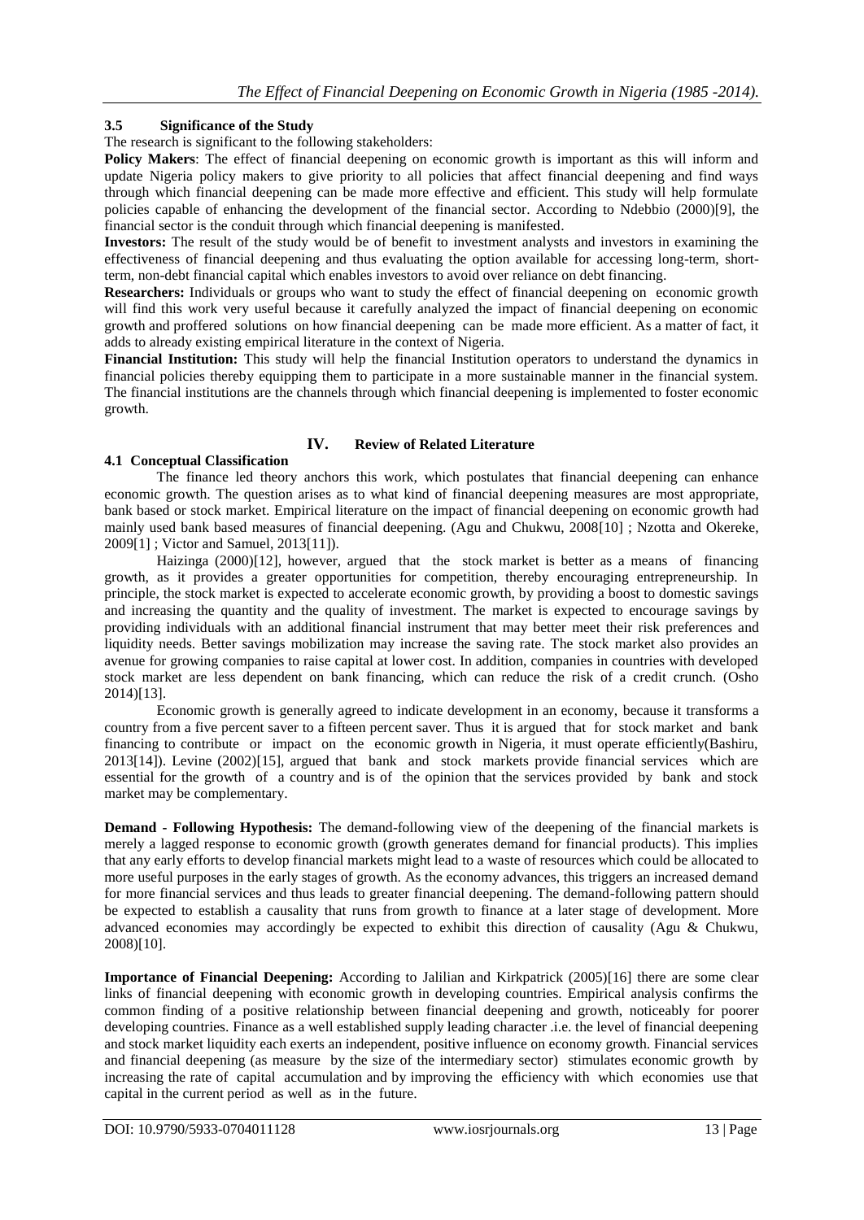### 3.5 Significance of the Study

The research is significant to the following stakeholders:

**Policy Makers**: The effect of financial deepening on economic growth is important as this will inform and update Nigeria policy makers to give priority to all policies that affect financial deepening and find ways through which financial deepening can be made more effective and efficient. This study will help formulate policies capable of enhancing the development of the financial sector. According to Ndebbio (2000)[9], the financial sector is the conduit through which financial deepening is manifested.

**Investors:** The result of the study would be of benefit to investment analysts and investors in examining the effectiveness of financial deepening and thus evaluating the option available for accessing long-term, short-term, non-debt financial capital which enables investors to avoid over reliance on debt financing.

**Researchers:** Individuals or groups who want to study the effect of financial deepening on economic growth will find this work very useful because it carefully analyzed the impact of financial deepening on economic growth and proffered solutions on how financial deepening can be made more efficient. As a matter of fact, it adds to already existing empirical literature in the context of Nigeria.

**Financial Institution:** This study will help the financial Institution operators to understand the dynamics in financial policies thereby equipping them to participate in a more sustainable manner in the financial system. The financial institutions are the channels through which financial deepening is implemented to foster economic growth.

## IV. Review of Related Literature

### 4.1 Conceptual Classification

The finance led theory anchors this work, which postulates that financial deepening can enhance economic growth. The question arises as to what kind of financial deepening measures are most appropriate, bank based or stock market. Empirical literature on the impact of financial deepening on economic growth had mainly used bank based measures of financial deepening. (Agu and Chukwu, 2008[10] ; Nzotta and Okereke, 2009[1] ; Victor and Samuel, 2013[11]).

Haizinga (2000)[12], however, argued that the stock market is better as a means of financing growth, as it provides a greater opportunities for competition, thereby encouraging entrepreneurship. In principle, the stock market is expected to accelerate economic growth, by providing a boost to domestic savings and increasing the quantity and the quality of investment. The market is expected to encourage savings by providing individuals with an additional financial instrument that may better meet their risk preferences and liquidity needs. Better savings mobilization may increase the saving rate. The stock market also provides an avenue for growing companies to raise capital at lower cost. In addition, companies in countries with developed stock market are less dependent on bank financing, which can reduce the risk of a credit crunch. (Osho 2014)[13].

Economic growth is generally agreed to indicate development in an economy, because it transforms a country from a five percent saver to a fifteen percent saver. Thus it is argued that for stock market and bank financing to contribute or impact on the economic growth in Nigeria, it must operate efficiently(Bashiru, 2013[14]). Levine (2002)[15], argued that bank and stock markets provide financial services which are essential for the growth of a country and is of the opinion that the services provided by bank and stock market may be complementary.

**Demand - Following Hypothesis:** The demand-following view of the deepening of the financial markets is merely a lagged response to economic growth (growth generates demand for financial products). This implies that any early efforts to develop financial markets might lead to a waste of resources which could be allocated to more useful purposes in the early stages of growth. As the economy advances, this triggers an increased demand for more financial services and thus leads to greater financial deepening. The demand-following pattern should be expected to establish a causality that runs from growth to finance at a later stage of development. More advanced economies may accordingly be expected to exhibit this direction of causality (Agu & Chukwu, 2008)[10].

**Importance of Financial Deepening:** According to Jalilian and Kirkpatrick (2005)[16] there are some clear links of financial deepening with economic growth in developing countries. Empirical analysis confirms the common finding of a positive relationship between financial deepening and growth, noticeably for poorer developing countries. Finance as a well established supply leading character .i.e. the level of financial deepening and stock market liquidity each exerts an independent, positive influence on economy growth. Financial services and financial deepening (as measure by the size of the intermediary sector) stimulates economic growth by increasing the rate of capital accumulation and by improving the efficiency with which economies use that capital in the current period as well as in the future.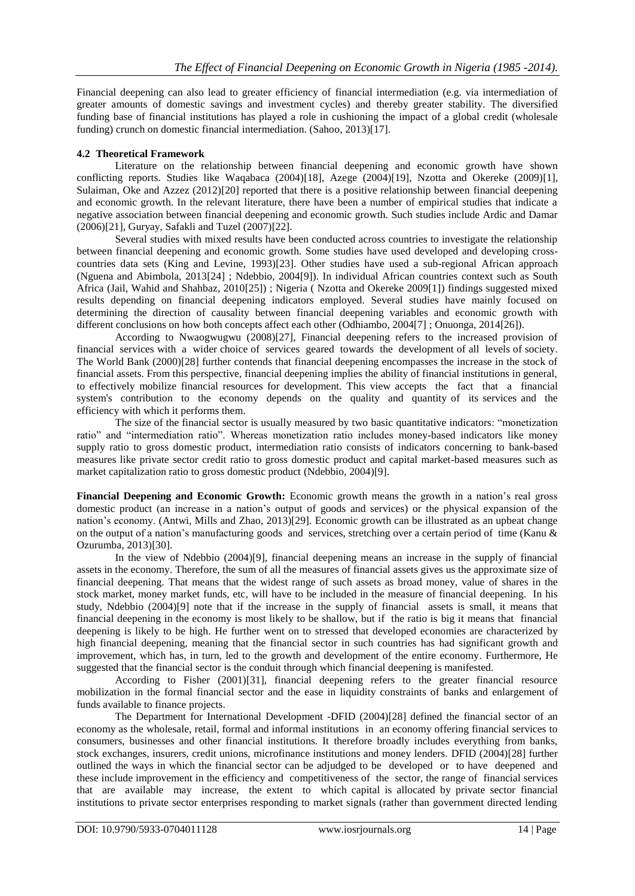Financial deepening can also lead to greater efficiency of financial intermediation (e.g. via intermediation of greater amounts of domestic savings and investment cycles) and thereby greater stability. The diversified funding base of financial institutions has played a role in cushioning the impact of a global credit (wholesale funding) crunch on domestic financial intermediation. (Sahoo, 2013)[17].

### 4.2 Theoretical Framework

Literature on the relationship between financial deepening and economic growth have shown conflicting reports. Studies like Waqabaca (2004)[18], Azege (2004)[19], Nzotta and Okereke (2009)[1], Sulaiman, Oke and Azzez (2012)[20] reported that there is a positive relationship between financial deepening and economic growth. In the relevant literature, there have been a number of empirical studies that indicate a negative association between financial deepening and economic growth. Such studies include Ardic and Damar (2006)[21], Guryay, Safakli and Tuzel (2007)[22].

Several studies with mixed results have been conducted across countries to investigate the relationship between financial deepening and economic growth. Some studies have used developed and developing cross-countries data sets (King and Levine, 1993)[23]. Other studies have used a sub-regional African approach (Nguena and Abimbola, 2013[24] ; Ndebbio, 2004[9]). In individual African countries context such as South Africa (Jail, Wahid and Shahbaz, 2010[25]) ; Nigeria ( Nzotta and Okereke 2009[1]) findings suggested mixed results depending on financial deepening indicators employed. Several studies have mainly focused on determining the direction of causality between financial deepening variables and economic growth with different conclusions on how both concepts affect each other (Odhiambo, 2004[7] ; Onuonga, 2014[26]).

According to Nwaogwugwu (2008)[27], Financial deepening refers to the increased provision of financial services with a wider choice of services geared towards the development of all levels of society. The World Bank (2000)[28] further contends that financial deepening encompasses the increase in the stock of financial assets. From this perspective, financial deepening implies the ability of financial institutions in general, to effectively mobilize financial resources for development. This view accepts the fact that a financial system's contribution to the economy depends on the quality and quantity of its services and the efficiency with which it performs them.

The size of the financial sector is usually measured by two basic quantitative indicators: "monetization ratio" and "intermediation ratio". Whereas monetization ratio includes money-based indicators like money supply ratio to gross domestic product, intermediation ratio consists of indicators concerning to bank-based measures like private sector credit ratio to gross domestic product and capital market-based measures such as market capitalization ratio to gross domestic product (Ndebbio, 2004)[9].

**Financial Deepening and Economic Growth:** Economic growth means the growth in a nation's real gross domestic product (an increase in a nation's output of goods and services) or the physical expansion of the nation's economy. (Antwi, Mills and Zhao, 2013)[29]. Economic growth can be illustrated as an upbeat change on the output of a nation's manufacturing goods and services, stretching over a certain period of time (Kanu & Ozurumba, 2013)[30].

In the view of Ndebbio (2004)[9], financial deepening means an increase in the supply of financial assets in the economy. Therefore, the sum of all the measures of financial assets gives us the approximate size of financial deepening. That means that the widest range of such assets as broad money, value of shares in the stock market, money market funds, etc, will have to be included in the measure of financial deepening. In his study, Ndebbio (2004)[9] note that if the increase in the supply of financial assets is small, it means that financial deepening in the economy is most likely to be shallow, but if the ratio is big it means that financial deepening is likely to be high. He further went on to stressed that developed economies are characterized by high financial deepening, meaning that the financial sector in such countries has had significant growth and improvement, which has, in turn, led to the growth and development of the entire economy. Furthermore, He suggested that the financial sector is the conduit through which financial deepening is manifested.

According to Fisher (2001)[31], financial deepening refers to the greater financial resource mobilization in the formal financial sector and the ease in liquidity constraints of banks and enlargement of funds available to finance projects.

The Department for International Development -DFID (2004)[28] defined the financial sector of an economy as the wholesale, retail, formal and informal institutions in an economy offering financial services to consumers, businesses and other financial institutions. It therefore broadly includes everything from banks, stock exchanges, insurers, credit unions, microfinance institutions and money lenders. DFID (2004)[28] further outlined the ways in which the financial sector can be adjudged to be developed or to have deepened and these include improvement in the efficiency and competitiveness of the sector, the range of financial services that are available may increase, the extent to which capital is allocated by private sector financial institutions to private sector enterprises responding to market signals (rather than government directed lending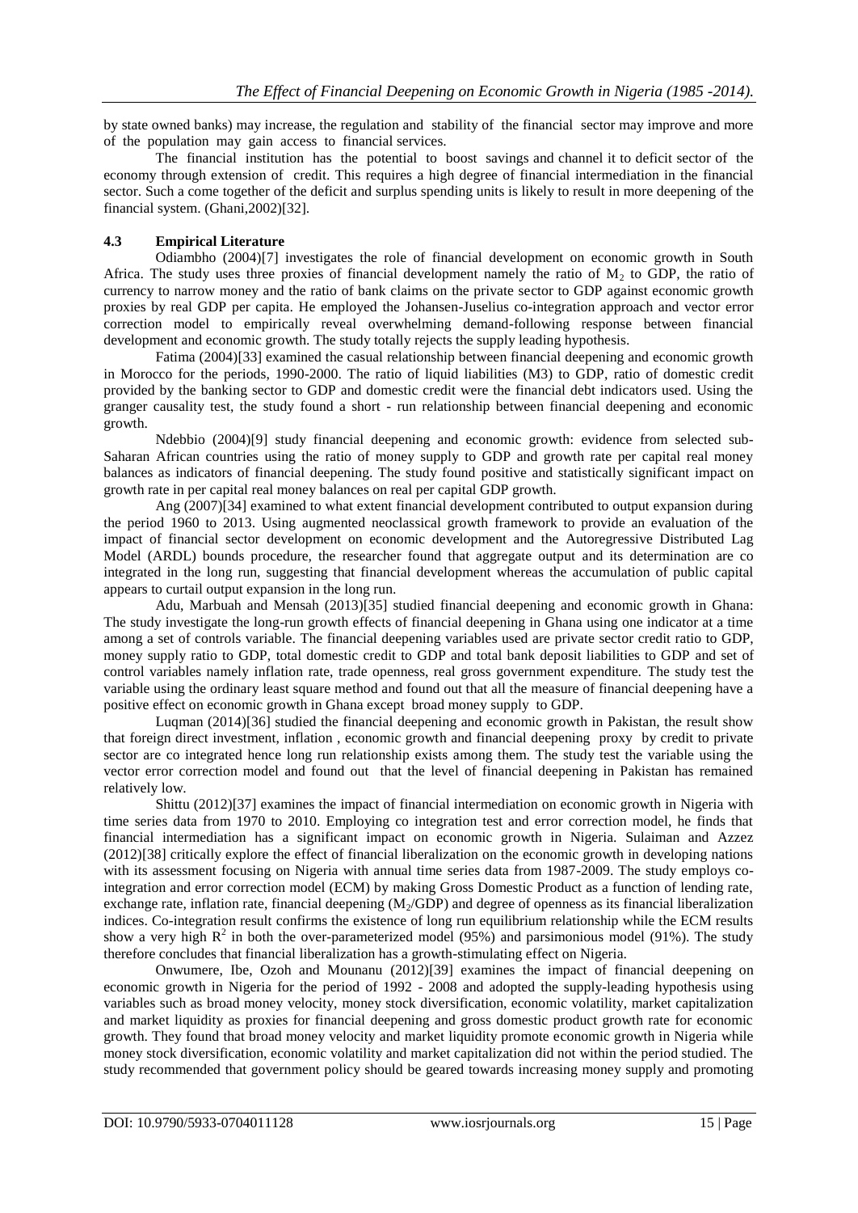by state owned banks) may increase, the regulation and stability of the financial sector may improve and more of the population may gain access to financial services.

The financial institution has the potential to boost savings and channel it to deficit sector of the economy through extension of credit. This requires a high degree of financial intermediation in the financial sector. Such a come together of the deficit and surplus spending units is likely to result in more deepening of the financial system. (Ghani,2002)[32].

### 4.3 Empirical Literature

Odiambho (2004)[7] investigates the role of financial development on economic growth in South Africa. The study uses three proxies of financial development namely the ratio of $M_2$ to GDP, the ratio of currency to narrow money and the ratio of bank claims on the private sector to GDP against economic growth proxies by real GDP per capita. He employed the Johansen-Juselius co-integration approach and vector error correction model to empirically reveal overwhelming demand-following response between financial development and economic growth. The study totally rejects the supply leading hypothesis.

Fatima (2004)[33] examined the casual relationship between financial deepening and economic growth in Morocco for the periods, 1990-2000. The ratio of liquid liabilities (M3) to GDP, ratio of domestic credit provided by the banking sector to GDP and domestic credit were the financial debt indicators used. Using the granger causality test, the study found a short - run relationship between financial deepening and economic growth.

Ndebbio (2004)[9] study financial deepening and economic growth: evidence from selected sub-Saharan African countries using the ratio of money supply to GDP and growth rate per capital real money balances as indicators of financial deepening. The study found positive and statistically significant impact on growth rate in per capital real money balances on real per capital GDP growth.

Ang (2007)[34] examined to what extent financial development contributed to output expansion during the period 1960 to 2013. Using augmented neoclassical growth framework to provide an evaluation of the impact of financial sector development on economic development and the Autoregressive Distributed Lag Model (ARDL) bounds procedure, the researcher found that aggregate output and its determination are co integrated in the long run, suggesting that financial development whereas the accumulation of public capital appears to curtail output expansion in the long run.

Adu, Marbuah and Mensah (2013)[35] studied financial deepening and economic growth in Ghana: The study investigate the long-run growth effects of financial deepening in Ghana using one indicator at a time among a set of controls variable. The financial deepening variables used are private sector credit ratio to GDP, money supply ratio to GDP, total domestic credit to GDP and total bank deposit liabilities to GDP and set of control variables namely inflation rate, trade openness, real gross government expenditure. The study test the variable using the ordinary least square method and found out that all the measure of financial deepening have a positive effect on economic growth in Ghana except broad money supply to GDP.

Luqman (2014)[36] studied the financial deepening and economic growth in Pakistan, the result show that foreign direct investment, inflation , economic growth and financial deepening proxy by credit to private sector are co integrated hence long run relationship exists among them. The study test the variable using the vector error correction model and found out that the level of financial deepening in Pakistan has remained relatively low.

Shittu (2012)[37] examines the impact of financial intermediation on economic growth in Nigeria with time series data from 1970 to 2010. Employing co integration test and error correction model, he finds that financial intermediation has a significant impact on economic growth in Nigeria. Sulaiman and Azzez (2012)[38] critically explore the effect of financial liberalization on the economic growth in developing nations with its assessment focusing on Nigeria with annual time series data from 1987-2009. The study employs co-integration and error correction model (ECM) by making Gross Domestic Product as a function of lending rate, exchange rate, inflation rate, financial deepening ($M_2$/GDP) and degree of openness as its financial liberalization indices. Co-integration result confirms the existence of long run equilibrium relationship while the ECM results show a very high $R^2$ in both the over-parameterized model (95%) and parsimonious model (91%). The study therefore concludes that financial liberalization has a growth-stimulating effect on Nigeria.

Onwumere, Ibe, Ozoh and Mounanu (2012)[39] examines the impact of financial deepening on economic growth in Nigeria for the period of 1992 - 2008 and adopted the supply-leading hypothesis using variables such as broad money velocity, money stock diversification, economic volatility, market capitalization and market liquidity as proxies for financial deepening and gross domestic product growth rate for economic growth. They found that broad money velocity and market liquidity promote economic growth in Nigeria while money stock diversification, economic volatility and market capitalization did not within the period studied. The study recommended that government policy should be geared towards increasing money supply and promoting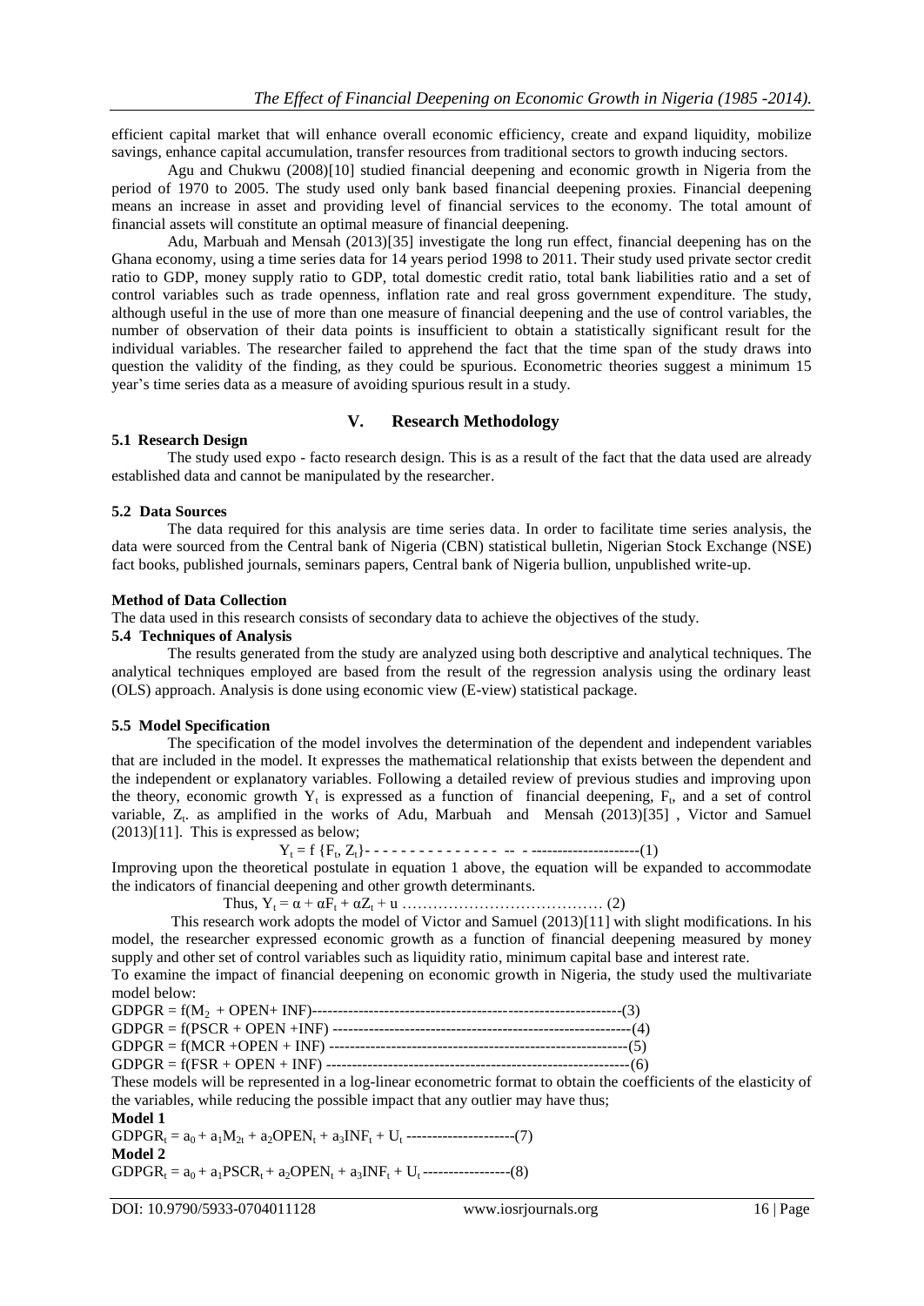efficient capital market that will enhance overall economic efficiency, create and expand liquidity, mobilize savings, enhance capital accumulation, transfer resources from traditional sectors to growth inducing sectors.

Agu and Chukwu (2008)[10] studied financial deepening and economic growth in Nigeria from the period of 1970 to 2005. The study used only bank based financial deepening proxies. Financial deepening means an increase in asset and providing level of financial services to the economy. The total amount of financial assets will constitute an optimal measure of financial deepening.

Adu, Marbuah and Mensah (2013)[35] investigate the long run effect, financial deepening has on the Ghana economy, using a time series data for 14 years period 1998 to 2011. Their study used private sector credit ratio to GDP, money supply ratio to GDP, total domestic credit ratio, total bank liabilities ratio and a set of control variables such as trade openness, inflation rate and real gross government expenditure. The study, although useful in the use of more than one measure of financial deepening and the use of control variables, the number of observation of their data points is insufficient to obtain a statistically significant result for the individual variables. The researcher failed to apprehend the fact that the time span of the study draws into question the validity of the finding, as they could be spurious. Econometric theories suggest a minimum 15 year's time series data as a measure of avoiding spurious result in a study.

## V. Research Methodology

### 5.1 Research Design

The study used expo - facto research design. This is as a result of the fact that the data used are already established data and cannot be manipulated by the researcher.

### 5.2 Data Sources

The data required for this analysis are time series data. In order to facilitate time series analysis, the data were sourced from the Central bank of Nigeria (CBN) statistical bulletin, Nigerian Stock Exchange (NSE) fact books, published journals, seminars papers, Central bank of Nigeria bullion, unpublished write-up.

### Method of Data Collection

The data used in this research consists of secondary data to achieve the objectives of the study.

### 5.4 Techniques of Analysis

The results generated from the study are analyzed using both descriptive and analytical techniques. The analytical techniques employed are based from the result of the regression analysis using the ordinary least (OLS) approach. Analysis is done using economic view (E-view) statistical package.

### 5.5 Model Specification

The specification of the model involves the determination of the dependent and independent variables that are included in the model. It expresses the mathematical relationship that exists between the dependent and the independent or explanatory variables. Following a detailed review of previous studies and improving upon the theory, economic growth $Y_t$ is expressed as a function of financial deepening, $F_t$, and a set of control variable, $Z_t$. as amplified in the works of Adu, Marbuah and Mensah (2013)[35] , Victor and Samuel (2013)[11]. This is expressed as below;

$$Y_t = f\{F_t, Z_t\} \quad \text{------------------------(1)}$$

Improving upon the theoretical postulate in equation 1 above, the equation will be expanded to accommodate the indicators of financial deepening and other growth determinants.

$$\text{Thus, } Y_t = \alpha + \alpha F_t + \alpha Z_t + u \quad \ldots\ldots\ldots\ldots (2)$$

This research work adopts the model of Victor and Samuel (2013)[11] with slight modifications. In his model, the researcher expressed economic growth as a function of financial deepening measured by money supply and other set of control variables such as liquidity ratio, minimum capital base and interest rate.

To examine the impact of financial deepening on economic growth in Nigeria, the study used the multivariate model below:

$$GDPGR = f(M_2 + OPEN + INF) \quad \text{--------------------(3)}$$

$$GDPGR = f(PSCR + OPEN + INF) \quad \text{--------------------(4)}$$

$$GDPGR = f(MCR + OPEN + INF) \quad \text{--------------------(5)}$$

$$GDPGR = f(FSR + OPEN + INF) \quad \text{--------------------(6)}$$

These models will be represented in a log-linear econometric format to obtain the coefficients of the elasticity of the variables, while reducing the possible impact that any outlier may have thus;

**Model 1**

$$GDPGR_t = a_0 + a_1 M_{2t} + a_2 OPEN_t + a_3 INF_t + U_t \quad \text{--------------------(7)}$$

**Model 2**

$$GDPGR_t = a_0 + a_1 PSCR_t + a_2 OPEN_t + a_3 INF_t + U_t \quad \text{-----------------(8)}$$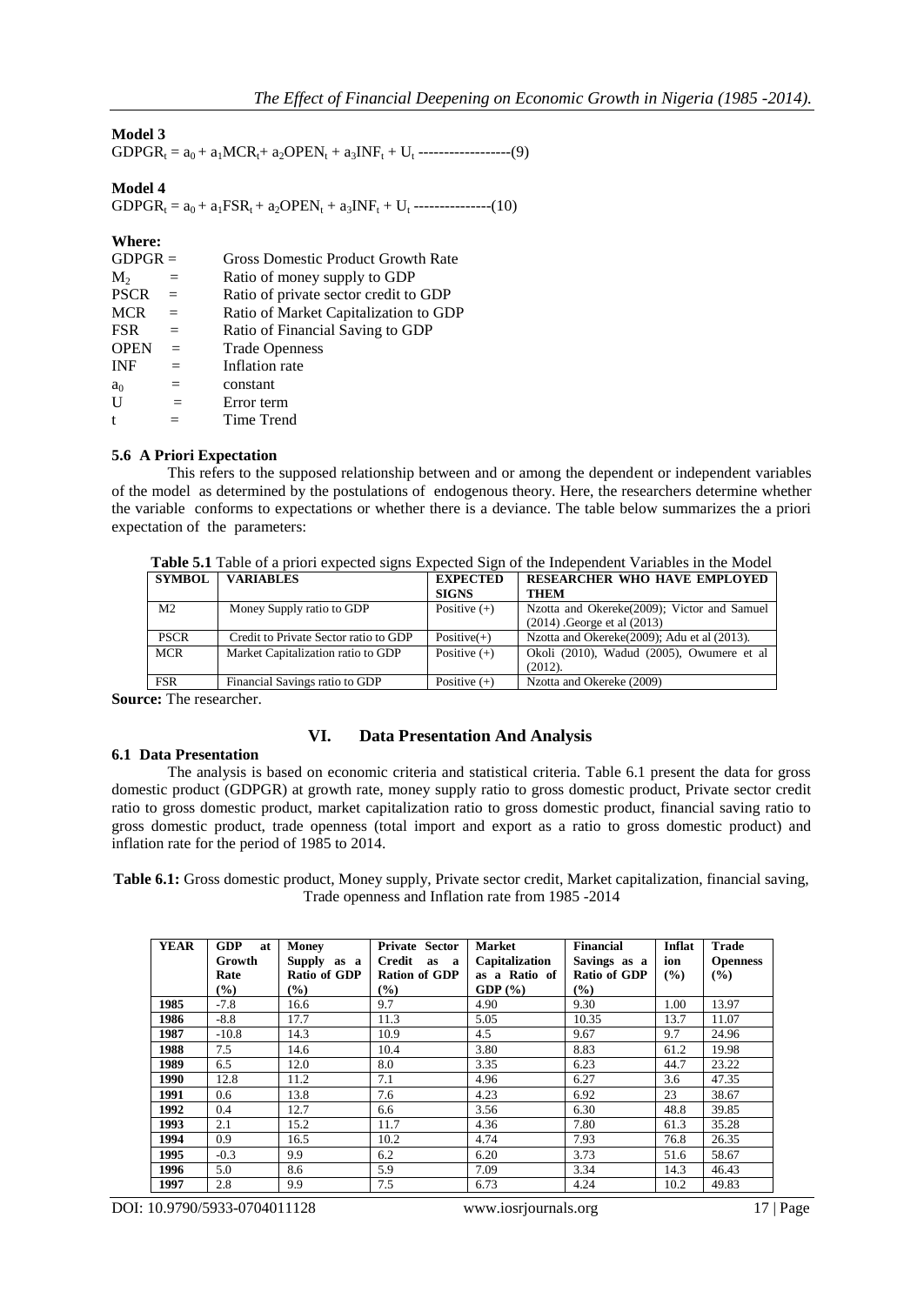**Model 3**

$GDPGR_t = a_0 + a_1MCR_t + a_2OPEN_t + a_3INF_t + U_t$ ------------------(9)

**Model 4**

$GDPGR_t = a_0 + a_1FSR_t + a_2OPEN_t + a_3INF_t + U_t$ ---------------(10)

**Where:**

| | | |
|---|---|---|
| GDPGR | = | Gross Domestic Product Growth Rate |
| $M_2$ | = | Ratio of money supply to GDP |
| PSCR | = | Ratio of private sector credit to GDP |
| MCR | = | Ratio of Market Capitalization to GDP |
| FSR | = | Ratio of Financial Saving to GDP |
| OPEN | = | Trade Openness |
| INF | = | Inflation rate |
| $a_0$ | = | constant |
| U | = | Error term |
| t | = | Time Trend |

### 5.6 A Priori Expectation

This refers to the supposed relationship between and or among the dependent or independent variables of the model as determined by the postulations of endogenous theory. Here, the researchers determine whether the variable conforms to expectations or whether there is a deviance. The table below summarizes the a priori expectation of the parameters:

**Table 5.1** Table of a priori expected signs Expected Sign of the Independent Variables in the Model

| SYMBOL | VARIABLES | EXPECTED SIGNS | RESEARCHER WHO HAVE EMPLOYED THEM |
|---|---|---|---|
| M2 | Money Supply ratio to GDP | Positive (+) | Nzotta and Okereke(2009); Victor and Samuel (2014) .George et al (2013) |
| PSCR | Credit to Private Sector ratio to GDP | Positive(+) | Nzotta and Okereke(2009); Adu et al (2013). |
| MCR | Market Capitalization ratio to GDP | Positive (+) | Okoli (2010), Wadud (2005), Owumere et al (2012). |
| FSR | Financial Savings ratio to GDP | Positive (+) | Nzotta and Okereke (2009) |

**Source:** The researcher.

## VI. Data Presentation And Analysis

### 6.1 Data Presentation

The analysis is based on economic criteria and statistical criteria. Table 6.1 present the data for gross domestic product (GDPGR) at growth rate, money supply ratio to gross domestic product, Private sector credit ratio to gross domestic product, market capitalization ratio to gross domestic product, financial saving ratio to gross domestic product, trade openness (total import and export as a ratio to gross domestic product) and inflation rate for the period of 1985 to 2014.

**Table 6.1:** Gross domestic product, Money supply, Private sector credit, Market capitalization, financial saving, Trade openness and Inflation rate from 1985 -2014

| YEAR | GDP at Growth Rate (%) | Money Supply as a Ratio of GDP (%) | Private Sector Credit as a Ration of GDP (%) | Market Capitalization as a Ratio of GDP (%) | Financial Savings as a Ratio of GDP (%) | Inflation (%) | Trade Openness (%) |
|---|---|---|---|---|---|---|---|
| 1985 | -7.8 | 16.6 | 9.7 | 4.90 | 9.30 | 1.00 | 13.97 |
| 1986 | -8.8 | 17.7 | 11.3 | 5.05 | 10.35 | 13.7 | 11.07 |
| 1987 | -10.8 | 14.3 | 10.9 | 4.5 | 9.67 | 9.7 | 24.96 |
| 1988 | 7.5 | 14.6 | 10.4 | 3.80 | 8.83 | 61.2 | 19.98 |
| 1989 | 6.5 | 12.0 | 8.0 | 3.35 | 6.23 | 44.7 | 23.22 |
| 1990 | 12.8 | 11.2 | 7.1 | 4.96 | 6.27 | 3.6 | 47.35 |
| 1991 | 0.6 | 13.8 | 7.6 | 4.23 | 6.92 | 23 | 38.67 |
| 1992 | 0.4 | 12.7 | 6.6 | 3.56 | 6.30 | 48.8 | 39.85 |
| 1993 | 2.1 | 15.2 | 11.7 | 4.36 | 7.80 | 61.3 | 35.28 |
| 1994 | 0.9 | 16.5 | 10.2 | 4.74 | 7.93 | 76.8 | 26.35 |
| 1995 | -0.3 | 9.9 | 6.2 | 6.20 | 3.73 | 51.6 | 58.67 |
| 1996 | 5.0 | 8.6 | 5.9 | 7.09 | 3.34 | 14.3 | 46.43 |
| 1997 | 2.8 | 9.9 | 7.5 | 6.73 | 4.24 | 10.2 | 49.83 |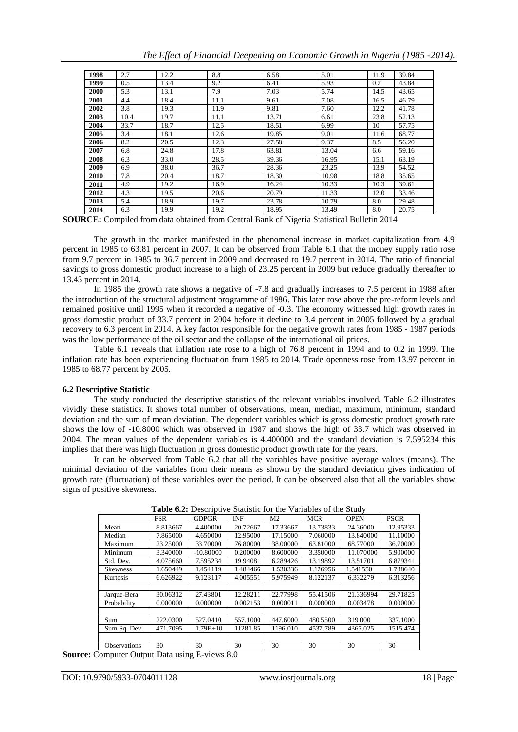| 1998 | 2.7 | 12.2 | 8.8 | 6.58 | 5.01 | 11.9 | 39.84 |
|---|---|---|---|---|---|---|---|
| 1999 | 0.5 | 13.4 | 9.2 | 6.41 | 5.93 | 0.2 | 43.84 |
| 2000 | 5.3 | 13.1 | 7.9 | 7.03 | 5.74 | 14.5 | 43.65 |
| 2001 | 4.4 | 18.4 | 11.1 | 9.61 | 7.08 | 16.5 | 46.79 |
| 2002 | 3.8 | 19.3 | 11.9 | 9.81 | 7.60 | 12.2 | 41.78 |
| 2003 | 10.4 | 19.7 | 11.1 | 13.71 | 6.61 | 23.8 | 52.13 |
| 2004 | 33.7 | 18.7 | 12.5 | 18.51 | 6.99 | 10 | 57.75 |
| 2005 | 3.4 | 18.1 | 12.6 | 19.85 | 9.01 | 11.6 | 68.77 |
| 2006 | 8.2 | 20.5 | 12.3 | 27.58 | 9.37 | 8.5 | 56.20 |
| 2007 | 6.8 | 24.8 | 17.8 | 63.81 | 13.04 | 6.6 | 59.16 |
| 2008 | 6.3 | 33.0 | 28.5 | 39.36 | 16.95 | 15.1 | 63.19 |
| 2009 | 6.9 | 38.0 | 36.7 | 28.36 | 23.25 | 13.9 | 54.52 |
| 2010 | 7.8 | 20.4 | 18.7 | 18.30 | 10.98 | 18.8 | 35.65 |
| 2011 | 4.9 | 19.2 | 16.9 | 16.24 | 10.33 | 10.3 | 39.61 |
| 2012 | 4.3 | 19.5 | 20.6 | 20.79 | 11.33 | 12.0 | 33.46 |
| 2013 | 5.4 | 18.9 | 19.7 | 23.78 | 10.79 | 8.0 | 29.48 |
| 2014 | 6.3 | 19.9 | 19.2 | 18.95 | 13.49 | 8.0 | 20.75 |

**SOURCE:** Compiled from data obtained from Central Bank of Nigeria Statistical Bulletin 2014

The growth in the market manifested in the phenomenal increase in market capitalization from 4.9 percent in 1985 to 63.81 percent in 2007. It can be observed from Table 6.1 that the money supply ratio rose from 9.7 percent in 1985 to 36.7 percent in 2009 and decreased to 19.7 percent in 2014. The ratio of financial savings to gross domestic product increase to a high of 23.25 percent in 2009 but reduce gradually thereafter to 13.45 percent in 2014.

In 1985 the growth rate shows a negative of -7.8 and gradually increases to 7.5 percent in 1988 after the introduction of the structural adjustment programme of 1986. This later rose above the pre-reform levels and remained positive until 1995 when it recorded a negative of -0.3. The economy witnessed high growth rates in gross domestic product of 33.7 percent in 2004 before it decline to 3.4 percent in 2005 followed by a gradual recovery to 6.3 percent in 2014. A key factor responsible for the negative growth rates from 1985 - 1987 periods was the low performance of the oil sector and the collapse of the international oil prices.

Table 6.1 reveals that inflation rate rose to a high of 76.8 percent in 1994 and to 0.2 in 1999. The inflation rate has been experiencing fluctuation from 1985 to 2014. Trade openness rose from 13.97 percent in 1985 to 68.77 percent by 2005.

### 6.2 Descriptive Statistic

The study conducted the descriptive statistics of the relevant variables involved. Table 6.2 illustrates vividly these statistics. It shows total number of observations, mean, median, maximum, minimum, standard deviation and the sum of mean deviation. The dependent variables which is gross domestic product growth rate shows the low of -10.8000 which was observed in 1987 and shows the high of 33.7 which was observed in 2004. The mean values of the dependent variables is 4.400000 and the standard deviation is 7.595234 this implies that there was high fluctuation in gross domestic product growth rate for the years.

It can be observed from Table 6.2 that all the variables have positive average values (means). The minimal deviation of the variables from their means as shown by the standard deviation gives indication of growth rate (fluctuation) of these variables over the period. It can be observed also that all the variables show signs of positive skewness.

**Table 6.2:** Descriptive Statistic for the Variables of the Study

| | FSR | GDPGR | INF | M2 | MCR | OPEN | PSCR |
|---|---|---|---|---|---|---|---|
| Mean | 8.813667 | 4.400000 | 20.72667 | 17.33667 | 13.73833 | 24.36000 | 12.95333 |
| Median | 7.865000 | 4.650000 | 12.95000 | 17.15000 | 7.060000 | 13.840000 | 11.10000 |
| Maximum | 23.25000 | 33.70000 | 76.80000 | 38.00000 | 63.81000 | 68.77000 | 36.70000 |
| Minimum | 3.340000 | -10.80000 | 0.200000 | 8.600000 | 3.350000 | 11.070000 | 5.900000 |
| Std. Dev. | 4.075660 | 7.595234 | 19.94081 | 6.289426 | 13.19892 | 13.51701 | 6.879341 |
| Skewness | 1.650449 | 1.454119 | 1.484466 | 1.530336 | 1.126956 | 1.541550 | 1.788640 |
| Kurtosis | 6.626922 | 9.123117 | 4.005551 | 5.975949 | 8.122137 | 6.332279 | 6.313256 |
| | | | | | | | |
| Jarque-Bera | 30.06312 | 27.43801 | 12.28211 | 22.77998 | 55.41506 | 21.336994 | 29.71825 |
| Probability | 0.000000 | 0.000000 | 0.002153 | 0.000011 | 0.000000 | 0.003478 | 0.000000 |
| | | | | | | | |
| Sum | 222.0300 | 527.0410 | 557.1000 | 447.6000 | 480.5500 | 319.000 | 337.1000 |
| Sum Sq. Dev. | 471.7095 | 1.79E+10 | 11281.85 | 1196.010 | 4537.789 | 4365.025 | 1515.474 |
| | | | | | | | |
| Observations | 30 | 30 | 30 | 30 | 30 | 30 | 30 |

**Source:** Computer Output Data using E-views 8.0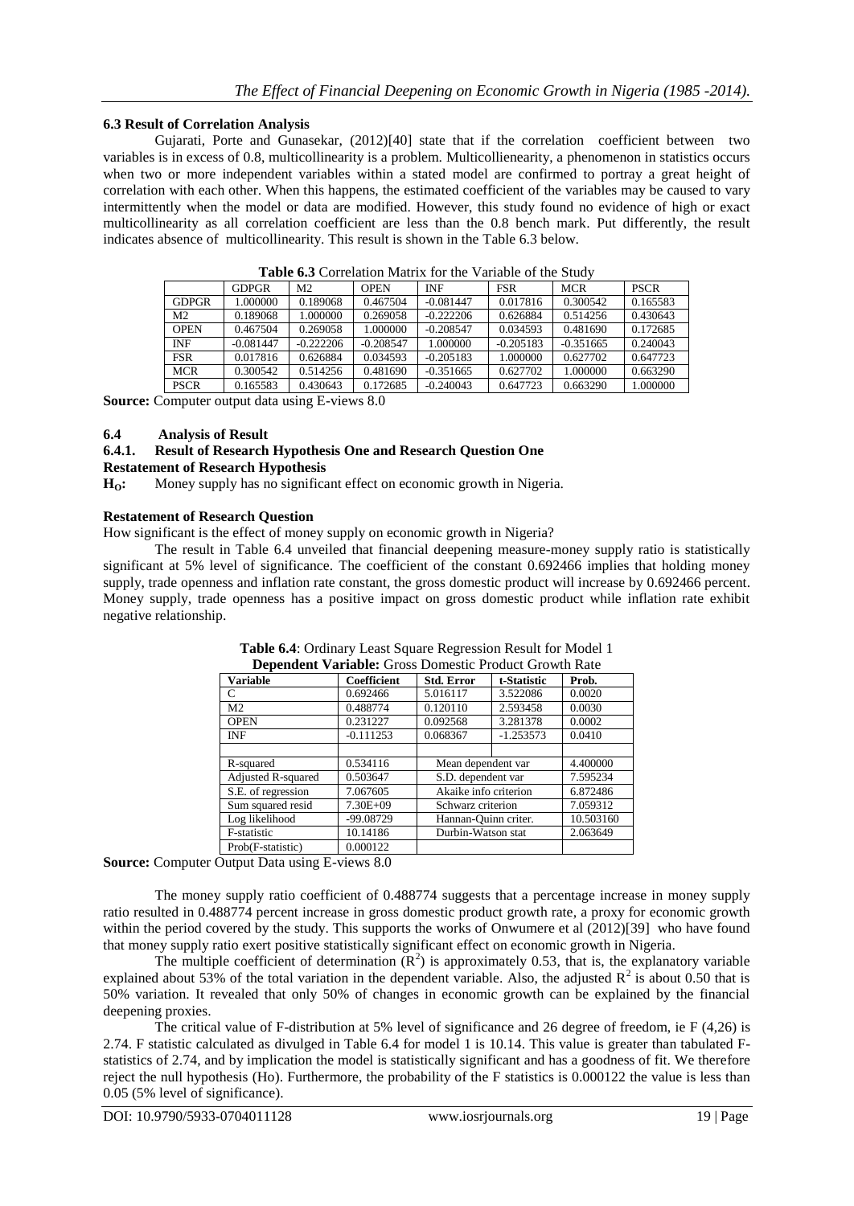### 6.3 Result of Correlation Analysis

Gujarati, Porte and Gunasekar, (2012)[40] state that if the correlation coefficient between two variables is in excess of 0.8, multicollinearity is a problem. Multicollienearity, a phenomenon in statistics occurs when two or more independent variables within a stated model are confirmed to portray a great height of correlation with each other. When this happens, the estimated coefficient of the variables may be caused to vary intermittently when the model or data are modified. However, this study found no evidence of high or exact multicollinearity as all correlation coefficient are less than the 0.8 bench mark. Put differently, the result indicates absence of multicollinearity. This result is shown in the Table 6.3 below.

**Table 6.3** Correlation Matrix for the Variable of the Study

| | GDPGR | M2 | OPEN | INF | FSR | MCR | PSCR |
|---|---|---|---|---|---|---|---|
| GDPGR | 1.000000 | 0.189068 | 0.467504 | -0.081447 | 0.017816 | 0.300542 | 0.165583 |
| M2 | 0.189068 | 1.000000 | 0.269058 | -0.222206 | 0.626884 | 0.514256 | 0.430643 |
| OPEN | 0.467504 | 0.269058 | 1.000000 | -0.208547 | 0.034593 | 0.481690 | 0.172685 |
| INF | -0.081447 | -0.222206 | -0.208547 | 1.000000 | -0.205183 | -0.351665 | 0.240043 |
| FSR | 0.017816 | 0.626884 | 0.034593 | -0.205183 | 1.000000 | 0.627702 | 0.647723 |
| MCR | 0.300542 | 0.514256 | 0.481690 | -0.351665 | 0.627702 | 1.000000 | 0.663290 |
| PSCR | 0.165583 | 0.430643 | 0.172685 | -0.240043 | 0.647723 | 0.663290 | 1.000000 |

**Source:** Computer output data using E-views 8.0

### 6.4 Analysis of Result

#### 6.4.1. Result of Research Hypothesis One and Research Question One

**Restatement of Research Hypothesis**

**$H_O$:** Money supply has no significant effect on economic growth in Nigeria.

**Restatement of Research Question**

How significant is the effect of money supply on economic growth in Nigeria?

The result in Table 6.4 unveiled that financial deepening measure-money supply ratio is statistically significant at 5% level of significance. The coefficient of the constant 0.692466 implies that holding money supply, trade openness and inflation rate constant, the gross domestic product will increase by 0.692466 percent. Money supply, trade openness has a positive impact on gross domestic product while inflation rate exhibit negative relationship.

**Table 6.4**: Ordinary Least Square Regression Result for Model 1

**Dependent Variable:** Gross Domestic Product Growth Rate

| Variable | Coefficient | Std. Error | t-Statistic | Prob. |
|---|---|---|---|---|
| C | 0.692466 | 5.016117 | 3.522086 | 0.0020 |
| M2 | 0.488774 | 0.120110 | 2.593458 | 0.0030 |
| OPEN | 0.231227 | 0.092568 | 3.281378 | 0.0002 |
| INF | -0.111253 | 0.068367 | -1.253573 | 0.0410 |
| | | | | |
| R-squared | 0.534116 | Mean dependent var | | 4.400000 |
| Adjusted R-squared | 0.503647 | S.D. dependent var | | 7.595234 |
| S.E. of regression | 7.067605 | Akaike info criterion | | 6.872486 |
| Sum squared resid | 7.30E+09 | Schwarz criterion | | 7.059312 |
| Log likelihood | -99.08729 | Hannan-Quinn criter. | | 10.503160 |
| F-statistic | 10.14186 | Durbin-Watson stat | | 2.063649 |
| Prob(F-statistic) | 0.000122 | | | |

**Source:** Computer Output Data using E-views 8.0

The money supply ratio coefficient of 0.488774 suggests that a percentage increase in money supply ratio resulted in 0.488774 percent increase in gross domestic product growth rate, a proxy for economic growth within the period covered by the study. This supports the works of Onwumere et al (2012)[39] who have found that money supply ratio exert positive statistically significant effect on economic growth in Nigeria.

The multiple coefficient of determination ($R^2$) is approximately 0.53, that is, the explanatory variable explained about 53% of the total variation in the dependent variable. Also, the adjusted $R^2$ is about 0.50 that is 50% variation. It revealed that only 50% of changes in economic growth can be explained by the financial deepening proxies.

The critical value of F-distribution at 5% level of significance and 26 degree of freedom, ie F (4,26) is 2.74. F statistic calculated as divulged in Table 6.4 for model 1 is 10.14. This value is greater than tabulated F-statistics of 2.74, and by implication the model is statistically significant and has a goodness of fit. We therefore reject the null hypothesis (Ho). Furthermore, the probability of the F statistics is 0.000122 the value is less than 0.05 (5% level of significance).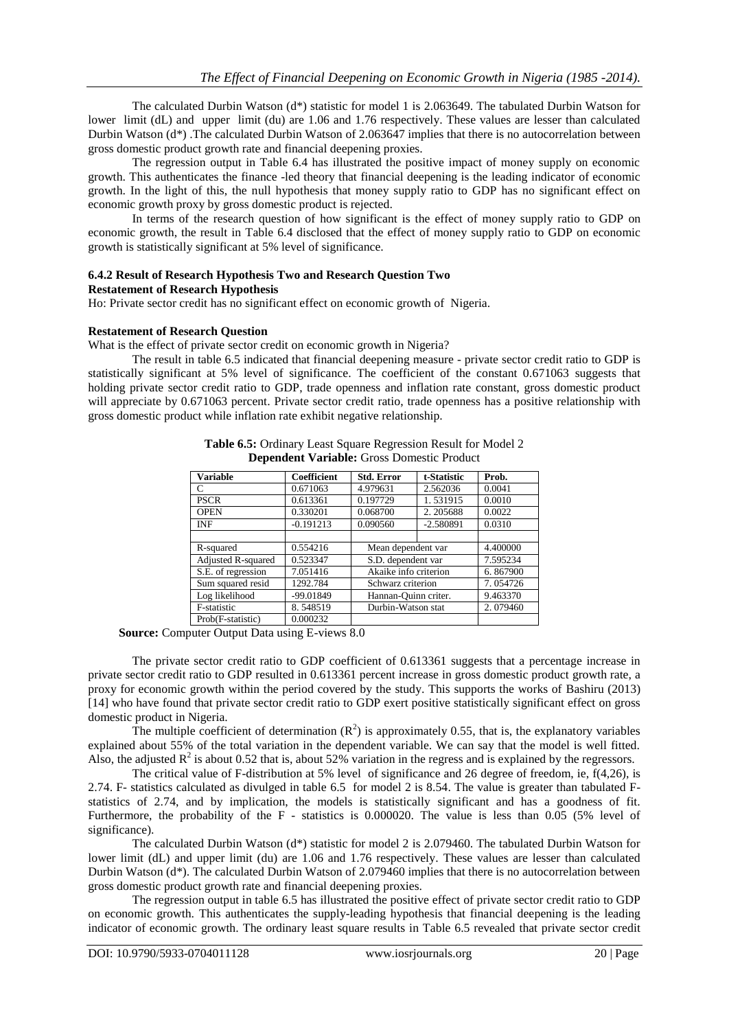The calculated Durbin Watson (d*) statistic for model 1 is 2.063649. The tabulated Durbin Watson for lower limit (dL) and upper limit (du) are 1.06 and 1.76 respectively. These values are lesser than calculated Durbin Watson (d*) .The calculated Durbin Watson of 2.063647 implies that there is no autocorrelation between gross domestic product growth rate and financial deepening proxies.

The regression output in Table 6.4 has illustrated the positive impact of money supply on economic growth. This authenticates the finance -led theory that financial deepening is the leading indicator of economic growth. In the light of this, the null hypothesis that money supply ratio to GDP has no significant effect on economic growth proxy by gross domestic product is rejected.

In terms of the research question of how significant is the effect of money supply ratio to GDP on economic growth, the result in Table 6.4 disclosed that the effect of money supply ratio to GDP on economic growth is statistically significant at 5% level of significance.

#### 6.4.2 Result of Research Hypothesis Two and Research Question Two

**Restatement of Research Hypothesis**

Ho: Private sector credit has no significant effect on economic growth of Nigeria.

**Restatement of Research Question**

What is the effect of private sector credit on economic growth in Nigeria?

The result in table 6.5 indicated that financial deepening measure - private sector credit ratio to GDP is statistically significant at 5% level of significance. The coefficient of the constant 0.671063 suggests that holding private sector credit ratio to GDP, trade openness and inflation rate constant, gross domestic product will appreciate by 0.671063 percent. Private sector credit ratio, trade openness has a positive relationship with gross domestic product while inflation rate exhibit negative relationship.

**Table 6.5:** Ordinary Least Square Regression Result for Model 2
**Dependent Variable:** Gross Domestic Product

| Variable | Coefficient | Std. Error | t-Statistic | Prob. |
|---|---|---|---|---|
| C | 0.671063 | 4.979631 | 2.562036 | 0.0041 |
| PSCR | 0.613361 | 0.197729 | 1. 531915 | 0.0010 |
| OPEN | 0.330201 | 0.068700 | 2. 205688 | 0.0022 |
| INF | -0.191213 | 0.090560 | -2.580891 | 0.0310 |
| | | | | |
| R-squared | 0.554216 | Mean dependent var | | 4.400000 |
| Adjusted R-squared | 0.523347 | S.D. dependent var | | 7.595234 |
| S.E. of regression | 7.051416 | Akaike info criterion | | 6. 867900 |
| Sum squared resid | 1292.784 | Schwarz criterion | | 7. 054726 |
| Log likelihood | -99.01849 | Hannan-Quinn criter. | | 9.463370 |
| F-statistic | 8. 548519 | Durbin-Watson stat | | 2. 079460 |
| Prob(F-statistic) | 0.000232 | | | |

**Source:** Computer Output Data using E-views 8.0

The private sector credit ratio to GDP coefficient of 0.613361 suggests that a percentage increase in private sector credit ratio to GDP resulted in 0.613361 percent increase in gross domestic product growth rate, a proxy for economic growth within the period covered by the study. This supports the works of Bashiru (2013) [14] who have found that private sector credit ratio to GDP exert positive statistically significant effect on gross domestic product in Nigeria.

The multiple coefficient of determination ($R^2$) is approximately 0.55, that is, the explanatory variables explained about 55% of the total variation in the dependent variable. We can say that the model is well fitted. Also, the adjusted $R^2$ is about 0.52 that is, about 52% variation in the regress and is explained by the regressors.

The critical value of F-distribution at 5% level of significance and 26 degree of freedom, ie, f(4,26), is 2.74. F- statistics calculated as divulged in table 6.5 for model 2 is 8.54. The value is greater than tabulated F-statistics of 2.74, and by implication, the models is statistically significant and has a goodness of fit. Furthermore, the probability of the F - statistics is 0.000020. The value is less than 0.05 (5% level of significance).

The calculated Durbin Watson (d*) statistic for model 2 is 2.079460. The tabulated Durbin Watson for lower limit (dL) and upper limit (du) are 1.06 and 1.76 respectively. These values are lesser than calculated Durbin Watson (d*). The calculated Durbin Watson of 2.079460 implies that there is no autocorrelation between gross domestic product growth rate and financial deepening proxies.

The regression output in table 6.5 has illustrated the positive effect of private sector credit ratio to GDP on economic growth. This authenticates the supply-leading hypothesis that financial deepening is the leading indicator of economic growth. The ordinary least square results in Table 6.5 revealed that private sector credit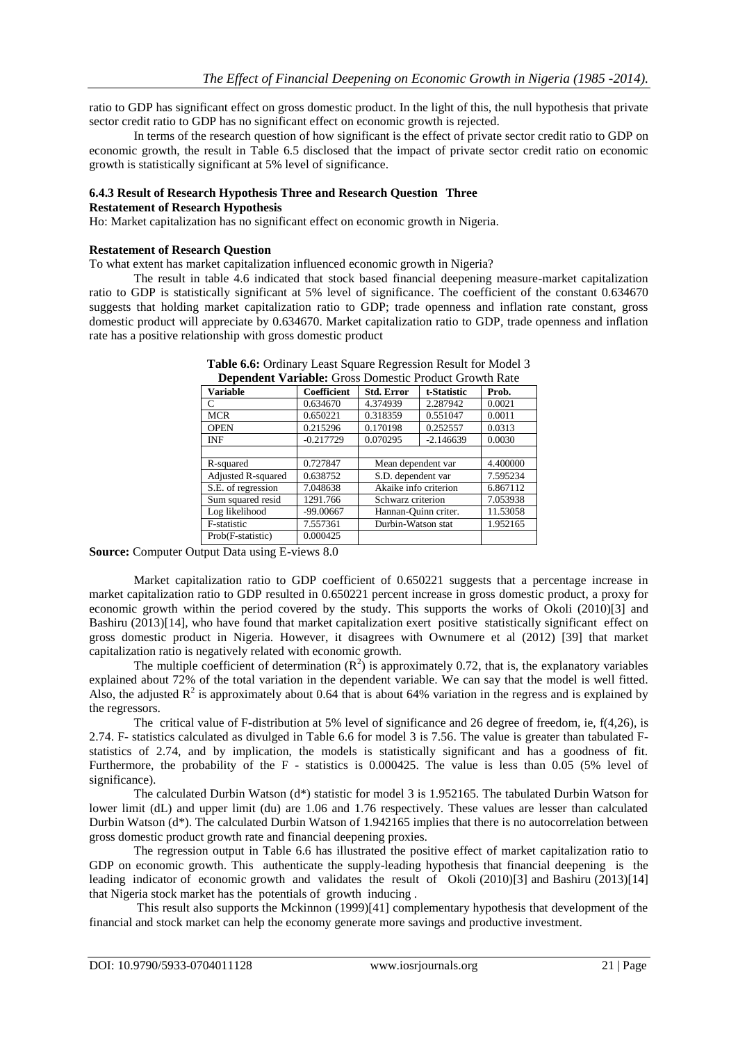ratio to GDP has significant effect on gross domestic product. In the light of this, the null hypothesis that private sector credit ratio to GDP has no significant effect on economic growth is rejected.

In terms of the research question of how significant is the effect of private sector credit ratio to GDP on economic growth, the result in Table 6.5 disclosed that the impact of private sector credit ratio on economic growth is statistically significant at 5% level of significance.

### 6.4.3 Result of Research Hypothesis Three and Research Question Three

**Restatement of Research Hypothesis**

Ho: Market capitalization has no significant effect on economic growth in Nigeria.

**Restatement of Research Question**

To what extent has market capitalization influenced economic growth in Nigeria?

The result in table 4.6 indicated that stock based financial deepening measure-market capitalization ratio to GDP is statistically significant at 5% level of significance. The coefficient of the constant 0.634670 suggests that holding market capitalization ratio to GDP; trade openness and inflation rate constant, gross domestic product will appreciate by 0.634670. Market capitalization ratio to GDP, trade openness and inflation rate has a positive relationship with gross domestic product

**Table 6.6:** Ordinary Least Square Regression Result for Model 3
**Dependent Variable:** Gross Domestic Product Growth Rate

| Variable | Coefficient | Std. Error | t-Statistic | Prob. |
|---|---|---|---|---|
| C | 0.634670 | 4.374939 | 2.287942 | 0.0021 |
| MCR | 0.650221 | 0.318359 | 0.551047 | 0.0011 |
| OPEN | 0.215296 | 0.170198 | 0.252557 | 0.0313 |
| INF | -0.217729 | 0.070295 | -2.146639 | 0.0030 |
| | | | | |
| R-squared | 0.727847 | Mean dependent var | | 4.400000 |
| Adjusted R-squared | 0.638752 | S.D. dependent var | | 7.595234 |
| S.E. of regression | 7.048638 | Akaike info criterion | | 6.867112 |
| Sum squared resid | 1291.766 | Schwarz criterion | | 7.053938 |
| Log likelihood | -99.00667 | Hannan-Quinn criter. | | 11.53058 |
| F-statistic | 7.557361 | Durbin-Watson stat | | 1.952165 |
| Prob(F-statistic) | 0.000425 | | | |

**Source:** Computer Output Data using E-views 8.0

Market capitalization ratio to GDP coefficient of 0.650221 suggests that a percentage increase in market capitalization ratio to GDP resulted in 0.650221 percent increase in gross domestic product, a proxy for economic growth within the period covered by the study. This supports the works of Okoli (2010)[3] and Bashiru (2013)[14], who have found that market capitalization exert positive statistically significant effect on gross domestic product in Nigeria. However, it disagrees with Ownumere et al (2012) [39] that market capitalization ratio is negatively related with economic growth.

The multiple coefficient of determination ($R^2$) is approximately 0.72, that is, the explanatory variables explained about 72% of the total variation in the dependent variable. We can say that the model is well fitted. Also, the adjusted $R^2$ is approximately about 0.64 that is about 64% variation in the regress and is explained by the regressors.

The critical value of F-distribution at 5% level of significance and 26 degree of freedom, ie, f(4,26), is 2.74. F- statistics calculated as divulged in Table 6.6 for model 3 is 7.56. The value is greater than tabulated F-statistics of 2.74, and by implication, the models is statistically significant and has a goodness of fit. Furthermore, the probability of the F - statistics is 0.000425. The value is less than 0.05 (5% level of significance).

The calculated Durbin Watson (d*) statistic for model 3 is 1.952165. The tabulated Durbin Watson for lower limit (dL) and upper limit (du) are 1.06 and 1.76 respectively. These values are lesser than calculated Durbin Watson (d*). The calculated Durbin Watson of 1.942165 implies that there is no autocorrelation between gross domestic product growth rate and financial deepening proxies.

The regression output in Table 6.6 has illustrated the positive effect of market capitalization ratio to GDP on economic growth. This authenticate the supply-leading hypothesis that financial deepening is the leading indicator of economic growth and validates the result of Okoli (2010)[3] and Bashiru (2013)[14] that Nigeria stock market has the potentials of growth inducing .

This result also supports the Mckinnon (1999)[41] complementary hypothesis that development of the financial and stock market can help the economy generate more savings and productive investment.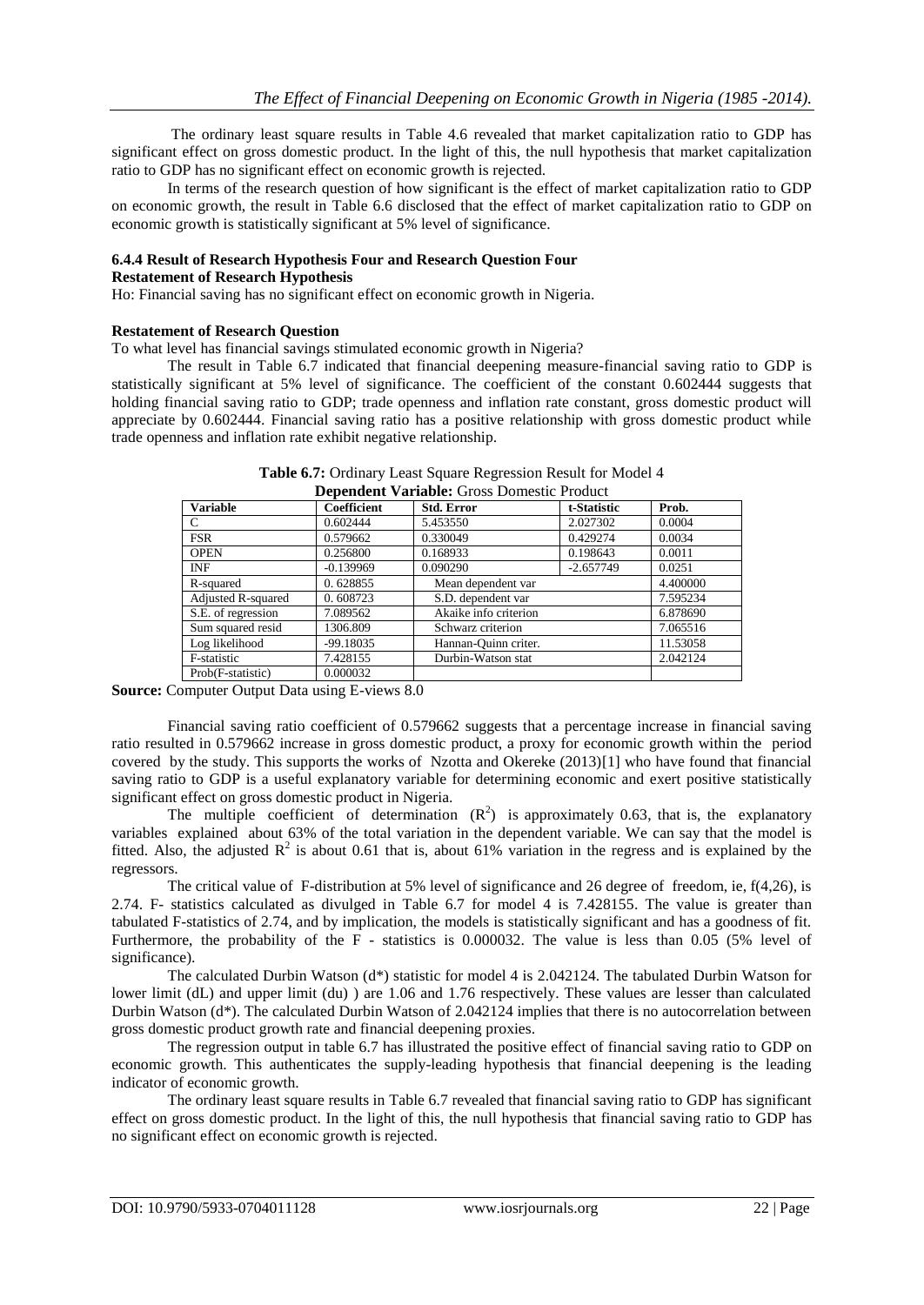The ordinary least square results in Table 4.6 revealed that market capitalization ratio to GDP has significant effect on gross domestic product. In the light of this, the null hypothesis that market capitalization ratio to GDP has no significant effect on economic growth is rejected.

In terms of the research question of how significant is the effect of market capitalization ratio to GDP on economic growth, the result in Table 6.6 disclosed that the effect of market capitalization ratio to GDP on economic growth is statistically significant at 5% level of significance.

### 6.4.4 Result of Research Hypothesis Four and Research Question Four

**Restatement of Research Hypothesis**

Ho: Financial saving has no significant effect on economic growth in Nigeria.

**Restatement of Research Question**

To what level has financial savings stimulated economic growth in Nigeria?

The result in Table 6.7 indicated that financial deepening measure-financial saving ratio to GDP is statistically significant at 5% level of significance. The coefficient of the constant 0.602444 suggests that holding financial saving ratio to GDP; trade openness and inflation rate constant, gross domestic product will appreciate by 0.602444. Financial saving ratio has a positive relationship with gross domestic product while trade openness and inflation rate exhibit negative relationship.

**Table 6.7:** Ordinary Least Square Regression Result for Model 4

**Dependent Variable:** Gross Domestic Product

| Variable | Coefficient | Std. Error | t-Statistic | Prob. |
|---|---|---|---|---|
| C | 0.602444 | 5.453550 | 2.027302 | 0.0004 |
| FSR | 0.579662 | 0.330049 | 0.429274 | 0.0034 |
| OPEN | 0.256800 | 0.168933 | 0.198643 | 0.0011 |
| INF | -0.139969 | 0.090290 | -2.657749 | 0.0251 |
| R-squared | 0. 628855 | Mean dependent var | | 4.400000 |
| Adjusted R-squared | 0. 608723 | S.D. dependent var | | 7.595234 |
| S.E. of regression | 7.089562 | Akaike info criterion | | 6.878690 |
| Sum squared resid | 1306.809 | Schwarz criterion | | 7.065516 |
| Log likelihood | -99.18035 | Hannan-Quinn criter. | | 11.53058 |
| F-statistic | 7.428155 | Durbin-Watson stat | | 2.042124 |
| Prob(F-statistic) | 0.000032 | | | |

**Source:** Computer Output Data using E-views 8.0

Financial saving ratio coefficient of 0.579662 suggests that a percentage increase in financial saving ratio resulted in 0.579662 increase in gross domestic product, a proxy for economic growth within the period covered by the study. This supports the works of Nzotta and Okereke (2013)[1] who have found that financial saving ratio to GDP is a useful explanatory variable for determining economic and exert positive statistically significant effect on gross domestic product in Nigeria.

The multiple coefficient of determination ($R^2$) is approximately 0.63, that is, the explanatory variables explained about 63% of the total variation in the dependent variable. We can say that the model is fitted. Also, the adjusted $R^2$ is about 0.61 that is, about 61% variation in the regress and is explained by the regressors.

The critical value of F-distribution at 5% level of significance and 26 degree of freedom, ie, f(4,26), is 2.74. F- statistics calculated as divulged in Table 6.7 for model 4 is 7.428155. The value is greater than tabulated F-statistics of 2.74, and by implication, the models is statistically significant and has a goodness of fit. Furthermore, the probability of the F - statistics is 0.000032. The value is less than 0.05 (5% level of significance).

The calculated Durbin Watson (d*) statistic for model 4 is 2.042124. The tabulated Durbin Watson for lower limit (dL) and upper limit (du) ) are 1.06 and 1.76 respectively. These values are lesser than calculated Durbin Watson (d*). The calculated Durbin Watson of 2.042124 implies that there is no autocorrelation between gross domestic product growth rate and financial deepening proxies.

The regression output in table 6.7 has illustrated the positive effect of financial saving ratio to GDP on economic growth. This authenticates the supply-leading hypothesis that financial deepening is the leading indicator of economic growth.

The ordinary least square results in Table 6.7 revealed that financial saving ratio to GDP has significant effect on gross domestic product. In the light of this, the null hypothesis that financial saving ratio to GDP has no significant effect on economic growth is rejected.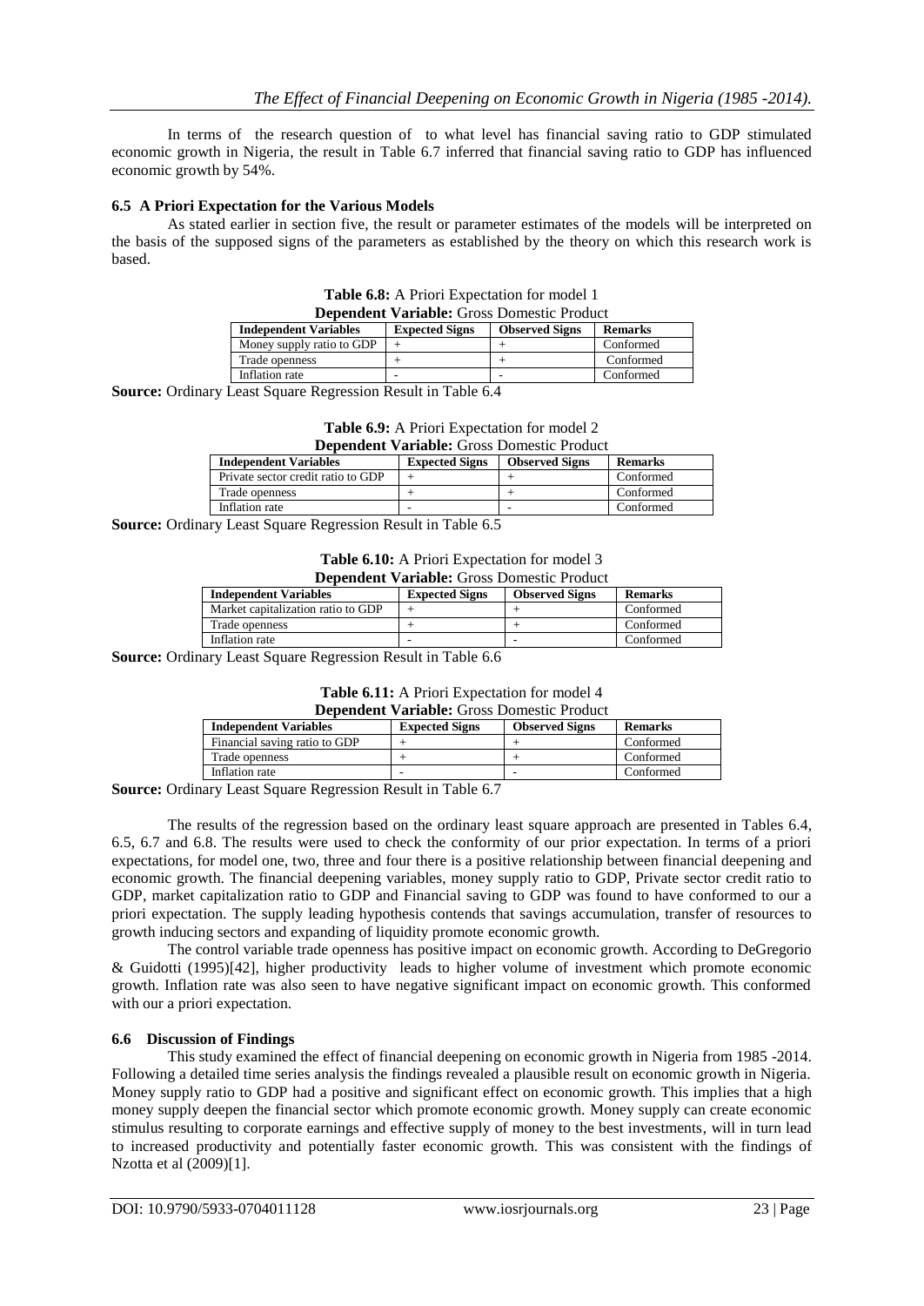In terms of the research question of to what level has financial saving ratio to GDP stimulated economic growth in Nigeria, the result in Table 6.7 inferred that financial saving ratio to GDP has influenced economic growth by 54%.

### 6.5 A Priori Expectation for the Various Models

As stated earlier in section five, the result or parameter estimates of the models will be interpreted on the basis of the supposed signs of the parameters as established by the theory on which this research work is based.

**Table 6.8:** A Priori Expectation for model 1
**Dependent Variable:** Gross Domestic Product

| Independent Variables | Expected Signs | Observed Signs | Remarks |
|---|---|---|---|
| Money supply ratio to GDP | + | + | Conformed |
| Trade openness | + | + | Conformed |
| Inflation rate | - | - | Conformed |

**Source:** Ordinary Least Square Regression Result in Table 6.4

**Table 6.9:** A Priori Expectation for model 2
**Dependent Variable:** Gross Domestic Product

| Independent Variables | Expected Signs | Observed Signs | Remarks |
|---|---|---|---|
| Private sector credit ratio to GDP | + | + | Conformed |
| Trade openness | + | + | Conformed |
| Inflation rate | - | - | Conformed |

**Source:** Ordinary Least Square Regression Result in Table 6.5

**Table 6.10:** A Priori Expectation for model 3
**Dependent Variable:** Gross Domestic Product

| Independent Variables | Expected Signs | Observed Signs | Remarks |
|---|---|---|---|
| Market capitalization ratio to GDP | + | + | Conformed |
| Trade openness | + | + | Conformed |
| Inflation rate | - | - | Conformed |

**Source:** Ordinary Least Square Regression Result in Table 6.6

**Table 6.11:** A Priori Expectation for model 4
**Dependent Variable:** Gross Domestic Product

| Independent Variables | Expected Signs | Observed Signs | Remarks |
|---|---|---|---|
| Financial saving ratio to GDP | + | + | Conformed |
| Trade openness | + | + | Conformed |
| Inflation rate | - | - | Conformed |

**Source:** Ordinary Least Square Regression Result in Table 6.7

The results of the regression based on the ordinary least square approach are presented in Tables 6.4, 6.5, 6.7 and 6.8. The results were used to check the conformity of our prior expectation. In terms of a priori expectations, for model one, two, three and four there is a positive relationship between financial deepening and economic growth. The financial deepening variables, money supply ratio to GDP, Private sector credit ratio to GDP, market capitalization ratio to GDP and Financial saving to GDP was found to have conformed to our a priori expectation. The supply leading hypothesis contends that savings accumulation, transfer of resources to growth inducing sectors and expanding of liquidity promote economic growth.

The control variable trade openness has positive impact on economic growth. According to DeGregorio & Guidotti (1995)[42], higher productivity leads to higher volume of investment which promote economic growth. Inflation rate was also seen to have negative significant impact on economic growth. This conformed with our a priori expectation.

### 6.6 Discussion of Findings

This study examined the effect of financial deepening on economic growth in Nigeria from 1985 -2014. Following a detailed time series analysis the findings revealed a plausible result on economic growth in Nigeria. Money supply ratio to GDP had a positive and significant effect on economic growth. This implies that a high money supply deepen the financial sector which promote economic growth. Money supply can create economic stimulus resulting to corporate earnings and effective supply of money to the best investments, will in turn lead to increased productivity and potentially faster economic growth. This was consistent with the findings of Nzotta et al (2009)[1].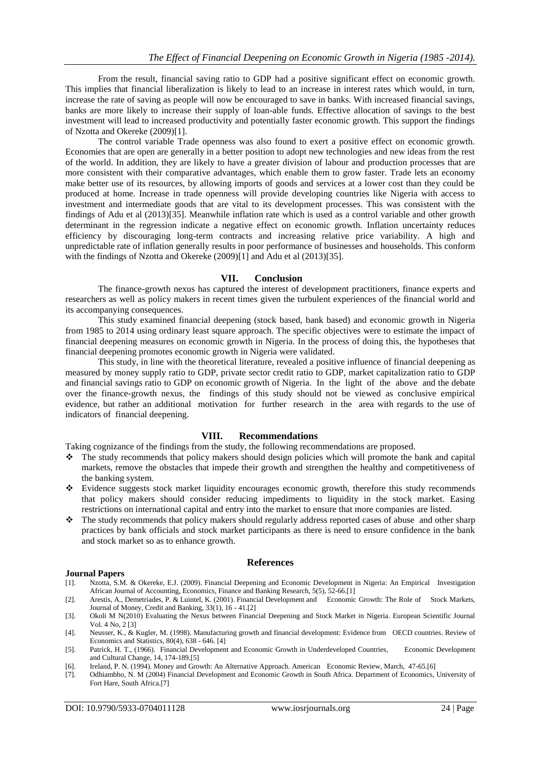From the result, financial saving ratio to GDP had a positive significant effect on economic growth. This implies that financial liberalization is likely to lead to an increase in interest rates which would, in turn, increase the rate of saving as people will now be encouraged to save in banks. With increased financial savings, banks are more likely to increase their supply of loan-able funds. Effective allocation of savings to the best investment will lead to increased productivity and potentially faster economic growth. This support the findings of Nzotta and Okereke (2009)[1].

The control variable Trade openness was also found to exert a positive effect on economic growth. Economies that are open are generally in a better position to adopt new technologies and new ideas from the rest of the world. In addition, they are likely to have a greater division of labour and production processes that are more consistent with their comparative advantages, which enable them to grow faster. Trade lets an economy make better use of its resources, by allowing imports of goods and services at a lower cost than they could be produced at home. Increase in trade openness will provide developing countries like Nigeria with access to investment and intermediate goods that are vital to its development processes. This was consistent with the findings of Adu et al (2013)[35]. Meanwhile inflation rate which is used as a control variable and other growth determinant in the regression indicate a negative effect on economic growth. Inflation uncertainty reduces efficiency by discouraging long-term contracts and increasing relative price variability. A high and unpredictable rate of inflation generally results in poor performance of businesses and households. This conform with the findings of Nzotta and Okereke (2009)[1] and Adu et al (2013)[35].

## VII. Conclusion

The finance-growth nexus has captured the interest of development practitioners, finance experts and researchers as well as policy makers in recent times given the turbulent experiences of the financial world and its accompanying consequences.

This study examined financial deepening (stock based, bank based) and economic growth in Nigeria from 1985 to 2014 using ordinary least square approach. The specific objectives were to estimate the impact of financial deepening measures on economic growth in Nigeria. In the process of doing this, the hypotheses that financial deepening promotes economic growth in Nigeria were validated.

This study, in line with the theoretical literature, revealed a positive influence of financial deepening as measured by money supply ratio to GDP, private sector credit ratio to GDP, market capitalization ratio to GDP and financial savings ratio to GDP on economic growth of Nigeria. In the light of the above and the debate over the finance-growth nexus, the findings of this study should not be viewed as conclusive empirical evidence, but rather an additional motivation for further research in the area with regards to the use of indicators of financial deepening.

## VIII. Recommendations

Taking cognizance of the findings from the study, the following recommendations are proposed.

- The study recommends that policy makers should design policies which will promote the bank and capital markets, remove the obstacles that impede their growth and strengthen the healthy and competitiveness of the banking system.
- Evidence suggests stock market liquidity encourages economic growth, therefore this study recommends that policy makers should consider reducing impediments to liquidity in the stock market. Easing restrictions on international capital and entry into the market to ensure that more companies are listed.
- The study recommends that policy makers should regularly address reported cases of abuse and other sharp practices by bank officials and stock market participants as there is need to ensure confidence in the bank and stock market so as to enhance growth.

## References

**Journal Papers**

[1]. Nzotta, S.M. & Okereke, E.J. (2009). Financial Deepening and Economic Development in Nigeria: An Empirical Investigation African Journal of Accounting, Economics, Finance and Banking Research, 5(5), 52-66.[1]

[2]. Arestis, A., Demetriades, P. & Luintel, K. (2001). Financial Development and Economic Growth: The Role of Stock Markets, Journal of Money, Credit and Banking, 33(1), 16 - 41.[2]

[3]. Okoli M N(2010) Evaluating the Nexus between Financial Deepening and Stock Market in Nigeria. European Scientific Journal Vol. 4 No, 2 [3]

[4]. Neusser, K., & Kugler, M. (1998). Manufacturing growth and financial development: Evidence from OECD countries. Review of Economics and Statistics, 80(4), 638 - 646. [4]

[5]. Patrick, H. T., (1966). Financial Development and Economic Growth in Underdeveloped Countries, Economic Development and Cultural Change, 14, 174-189.[5]

[6]. Ireland, P. N. (1994). Money and Growth: An Alternative Approach. American Economic Review, March, 47-65.[6]

[7]. Odhiambho, N. M (2004) Financial Development and Economic Growth in South Africa. Department of Economics, University of Fort Hare, South Africa.[7]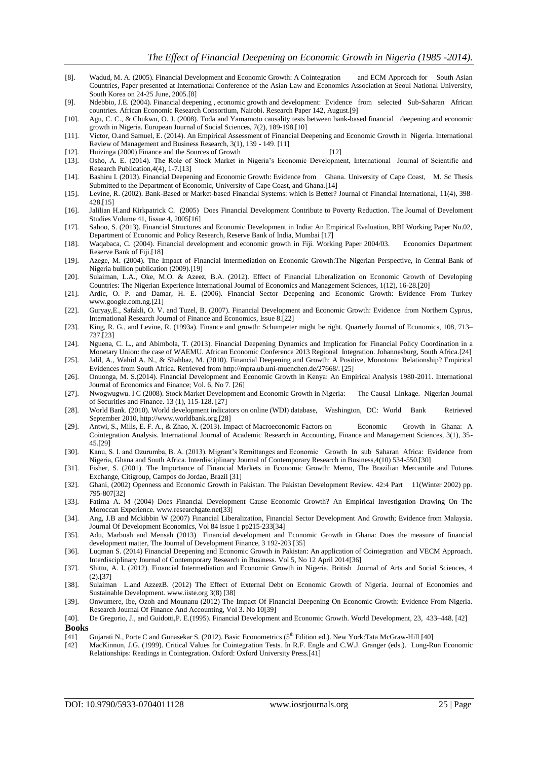[8]. Wadud, M. A. (2005). Financial Development and Economic Growth: A Cointegration and ECM Approach for South Asian Countries, Paper presented at International Conference of the Asian Law and Economics Association at Seoul National University, South Korea on 24-25 June, 2005.[8]

[9]. Ndebbio, J.E. (2004). Financial deepening , economic growth and development: Evidence from selected Sub-Saharan African countries. African Economic Research Consortium, Nairobi. Research Paper 142, August.[9]

[10]. Agu, C. C., & Chukwu, O. J. (2008). Toda and Yamamoto causality tests between bank-based financial deepening and economic growth in Nigeria. European Journal of Social Sciences, 7(2), 189-198.[10]

[11]. Victor, O.and Samuel, E. (2014). An Empirical Assessment of Financial Deepening and Economic Growth in Nigeria. International Review of Management and Business Research, 3(1), 139 - 149. [11]

[12]. Huizinga (2000) Finance and the Sources of Growth [12]

[13]. Osho, A. E. (2014). The Role of Stock Market in Nigeria's Economic Development, International Journal of Scientific and Research Publication,4(4), 1-7.[13]

[14]. Bashiru I. (2013). Financial Deepening and Economic Growth: Evidence from Ghana. University of Cape Coast, M. Sc Thesis Submitted to the Department of Economic, University of Cape Coast, and Ghana.[14]

[15]. Levine, R. (2002). Bank-Based or Market-based Financial Systems: which is Better? Journal of Financial International, 11(4), 398-428.[15]

[16]. Jalilian H.and Kirkpatrick C. (2005) Does Financial Development Contribute to Poverty Reduction. The Journal of Develoment Studies Volume 41, Iissue 4, 2005[16]

[17]. Sahoo, S. (2013). Financial Structures and Economic Development in India: An Empirical Evaluation, RBI Working Paper No.02, Department of Economic and Policy Research, Reserve Bank of India, Mumbai [17]

[18]. Waqabaca, C. (2004). Financial development and economic growth in Fiji. Working Paper 2004/03. Economics Department Reserve Bank of Fiji.[18]

[19]. Azege, M. (2004). The Impact of Financial Intermediation on Economic Growth:The Nigerian Perspective, in Central Bank of Nigeria bullion publication (2009).[19]

[20]. Sulaiman, L.A., Oke, M.O. & Azeez, B.A. (2012). Effect of Financial Liberalization on Economic Growth of Developing Countries: The Nigerian Experience International Journal of Economics and Management Sciences, 1(12), 16-28.[20]

[21]. Ardic, O. P. and Damar, H. E. (2006). Financial Sector Deepening and Economic Growth: Evidence From Turkey www.google.com.ng.[21]

[22]. Guryay,E., Safakli, O. V. and Tuzel, B. (2007). Financial Development and Economic Growth: Evidence from Northern Cyprus, International Research Journal of Finance and Economics, Issue 8.[22]

[23]. King, R. G., and Levine, R. (1993a). Finance and growth: Schumpeter might be right. Quarterly Journal of Economics, 108, 713–737.[23]

[24]. Nguena, C. L., and Abimbola, T. (2013). Financial Deepening Dynamics and Implication for Financial Policy Coordination in a Monetary Union: the case of WAEMU. African Economic Conference 2013 Regional Integration. Johannesburg, South Africa.[24]

[25]. Jalil, A., Wahid A. N., & Shahbaz, M. (2010). Financial Deepening and Growth: A Positive, Monotonic Relationship? Empirical Evidences from South Africa. Retrieved from http://mpra.ub.uni-muenchen.de/27668/. [25]

[26]. Onuonga, M. S.(2014). Financial Development and Economic Growth in Kenya: An Empirical Analysis 1980-2011. International Journal of Economics and Finance; Vol. 6, No 7. [26]

[27]. Nwogwugwu. I C (2008). Stock Market Development and Economic Growth in Nigeria: The Causal Linkage. Nigerian Journal of Securities and Finance. 13 (1), 115-128. [27]

[28]. World Bank. (2010). World development indicators on online (WDI) database, Washington, DC: World Bank Retrieved September 2010, http://www.worldbank.org.[28]

[29]. Antwi, S., Mills, E. F. A., & Zhao, X. (2013). Impact of Macroeconomic Factors on Economic Growth in Ghana: A Cointegration Analysis. International Journal of Academic Research in Accounting, Finance and Management Sciences, 3(1), 35-45.[29]

[30]. Kanu, S. I. and Ozurumba, B. A. (2013). Migrant's Remittanges and Economic Growth In sub Saharan Africa: Evidence from Nigeria, Ghana and South Africa. Interdisciplinary Journal of Contemporary Research in Business,4(10) 534-550.[30]

[31]. Fisher, S. (2001). The Importance of Financial Markets in Economic Growth: Memo, The Brazilian Mercantile and Futures Exchange, Citigroup, Campos do Jordao, Brazil [31]

[32]. Ghani, (2002) Openness and Economic Growth in Pakistan. The Pakistan Development Review. 42:4 Part 11(Winter 2002) pp. 795-807[32]

[33]. Fatima A. M (2004) Does Financial Development Cause Economic Growth? An Empirical Investigation Drawing On The Moroccan Experience. www.researchgate.net[33]

[34]. Ang, J.B and Mckibbin W (2007) Financial Liberalization, Financial Sector Development And Growth; Evidence from Malaysia. Journal Of Development Economics, Vol 84 issue 1 pp215-233[34]

[35]. Adu, Marbuah and Mensah (2013) Financial development and Economic Growth in Ghana: Does the measure of financial development matter, The Journal of Development Finance, 3 192-203 [35]

[36]. Luqman S. (2014) Financial Deepening and Economic Growth in Pakistan: An application of Cointegration and VECM Approach. Interdisciplinary Journal of Contemporary Research in Business. Vol 5, No 12 April 2014[36]

[37]. Shittu, A. I. (2012). Financial Intermediation and Economic Growth in Nigeria, British Journal of Arts and Social Sciences, 4 (2).[37]

[38]. Sulaiman L.and AzzezB. (2012) The Effect of External Debt on Economic Growth of Nigeria. Journal of Economies and Sustainable Development. www.iiste.org 3(8) [38]

[39]. Onwumere, Ibe, Ozoh and Mounanu (2012) The Impact Of Financial Deepening On Economic Growth: Evidence From Nigeria. Research Journal Of Finance And Accounting, Vol 3. No 10[39]

[40]. De Gregorio, J., and Guidotti,P. E.(1995). Financial Development and Economic Growth. World Development, 23, 433–448. [42]

**Books**

[41] Gujarati N., Porte C and Gunasekar S. (2012). Basic Econometrics (5th Edition ed.). New York:Tata McGraw-Hill [40]

[42] MacKinnon, J.G. (1999). Critical Values for Cointegration Tests. In R.F. Engle and C.W.J. Granger (eds.). Long-Run Economic Relationships: Readings in Cointegration. Oxford: Oxford University Press.[41]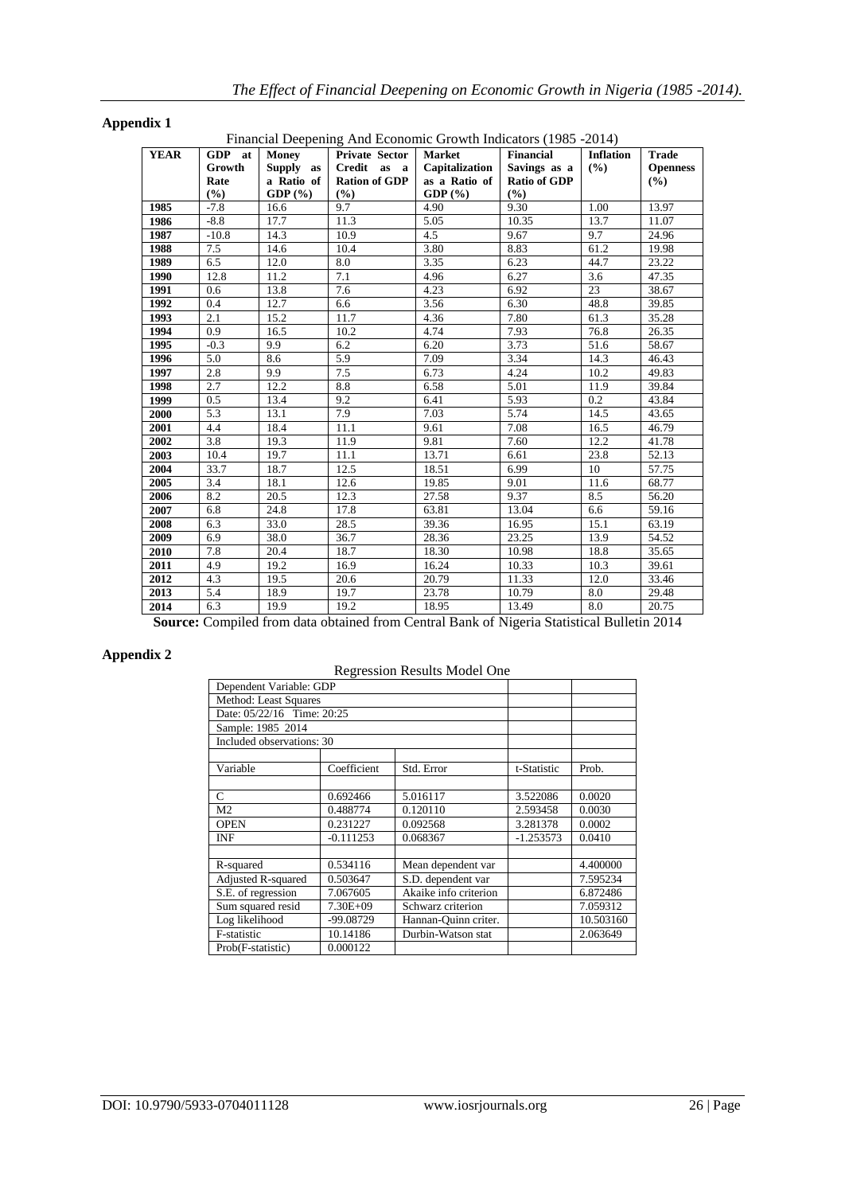## Appendix 1

Financial Deepening And Economic Growth Indicators (1985 -2014)

| YEAR | GDP at Growth Rate (%) | Money Supply as a Ratio of GDP (%) | Private Sector Credit as a Ration of GDP (%) | Market Capitalization as a Ratio of GDP (%) | Financial Savings as a Ratio of GDP (%) | Inflation (%) | Trade Openness (%) |
|---|---|---|---|---|---|---|---|
| 1985 | -7.8 | 16.6 | 9.7 | 4.90 | 9.30 | 1.00 | 13.97 |
| 1986 | -8.8 | 17.7 | 11.3 | 5.05 | 10.35 | 13.7 | 11.07 |
| 1987 | -10.8 | 14.3 | 10.9 | 4.5 | 9.67 | 9.7 | 24.96 |
| 1988 | 7.5 | 14.6 | 10.4 | 3.80 | 8.83 | 61.2 | 19.98 |
| 1989 | 6.5 | 12.0 | 8.0 | 3.35 | 6.23 | 44.7 | 23.22 |
| 1990 | 12.8 | 11.2 | 7.1 | 4.96 | 6.27 | 3.6 | 47.35 |
| 1991 | 0.6 | 13.8 | 7.6 | 4.23 | 6.92 | 23 | 38.67 |
| 1992 | 0.4 | 12.7 | 6.6 | 3.56 | 6.30 | 48.8 | 39.85 |
| 1993 | 2.1 | 15.2 | 11.7 | 4.36 | 7.80 | 61.3 | 35.28 |
| 1994 | 0.9 | 16.5 | 10.2 | 4.74 | 7.93 | 76.8 | 26.35 |
| 1995 | -0.3 | 9.9 | 6.2 | 6.20 | 3.73 | 51.6 | 58.67 |
| 1996 | 5.0 | 8.6 | 5.9 | 7.09 | 3.34 | 14.3 | 46.43 |
| 1997 | 2.8 | 9.9 | 7.5 | 6.73 | 4.24 | 10.2 | 49.83 |
| 1998 | 2.7 | 12.2 | 8.8 | 6.58 | 5.01 | 11.9 | 39.84 |
| 1999 | 0.5 | 13.4 | 9.2 | 6.41 | 5.93 | 0.2 | 43.84 |
| 2000 | 5.3 | 13.1 | 7.9 | 7.03 | 5.74 | 14.5 | 43.65 |
| 2001 | 4.4 | 18.4 | 11.1 | 9.61 | 7.08 | 16.5 | 46.79 |
| 2002 | 3.8 | 19.3 | 11.9 | 9.81 | 7.60 | 12.2 | 41.78 |
| 2003 | 10.4 | 19.7 | 11.1 | 13.71 | 6.61 | 23.8 | 52.13 |
| 2004 | 33.7 | 18.7 | 12.5 | 18.51 | 6.99 | 10 | 57.75 |
| 2005 | 3.4 | 18.1 | 12.6 | 19.85 | 9.01 | 11.6 | 68.77 |
| 2006 | 8.2 | 20.5 | 12.3 | 27.58 | 9.37 | 8.5 | 56.20 |
| 2007 | 6.8 | 24.8 | 17.8 | 63.81 | 13.04 | 6.6 | 59.16 |
| 2008 | 6.3 | 33.0 | 28.5 | 39.36 | 16.95 | 15.1 | 63.19 |
| 2009 | 6.9 | 38.0 | 36.7 | 28.36 | 23.25 | 13.9 | 54.52 |
| 2010 | 7.8 | 20.4 | 18.7 | 18.30 | 10.98 | 18.8 | 35.65 |
| 2011 | 4.9 | 19.2 | 16.9 | 16.24 | 10.33 | 10.3 | 39.61 |
| 2012 | 4.3 | 19.5 | 20.6 | 20.79 | 11.33 | 12.0 | 33.46 |
| 2013 | 5.4 | 18.9 | 19.7 | 23.78 | 10.79 | 8.0 | 29.48 |
| 2014 | 6.3 | 19.9 | 19.2 | 18.95 | 13.49 | 8.0 | 20.75 |

**Source:** Compiled from data obtained from Central Bank of Nigeria Statistical Bulletin 2014

## Appendix 2

Regression Results Model One

| Dependent Variable: GDP | | | | |
|---|---|---|---|---|
| Method: Least Squares | | | | |
| Date: 05/22/16 Time: 20:25 | | | | |
| Sample: 1985 2014 | | | | |
| Included observations: 30 | | | | |
| | | | | |
| Variable | Coefficient | Std. Error | t-Statistic | Prob. |
| | | | | |
| C | 0.692466 | 5.016117 | 3.522086 | 0.0020 |
| M2 | 0.488774 | 0.120110 | 2.593458 | 0.0030 |
| OPEN | 0.231227 | 0.092568 | 3.281378 | 0.0002 |
| INF | -0.111253 | 0.068367 | -1.253573 | 0.0410 |
| | | | | |
| R-squared | 0.534116 | Mean dependent var | | 4.400000 |
| Adjusted R-squared | 0.503647 | S.D. dependent var | | 7.595234 |
| S.E. of regression | 7.067605 | Akaike info criterion | | 6.872486 |
| Sum squared resid | 7.30E+09 | Schwarz criterion | | 7.059312 |
| Log likelihood | -99.08729 | Hannan-Quinn criter. | | 10.503160 |
| F-statistic | 10.14186 | Durbin-Watson stat | | 2.063649 |
| Prob(F-statistic) | 0.000122 | | | |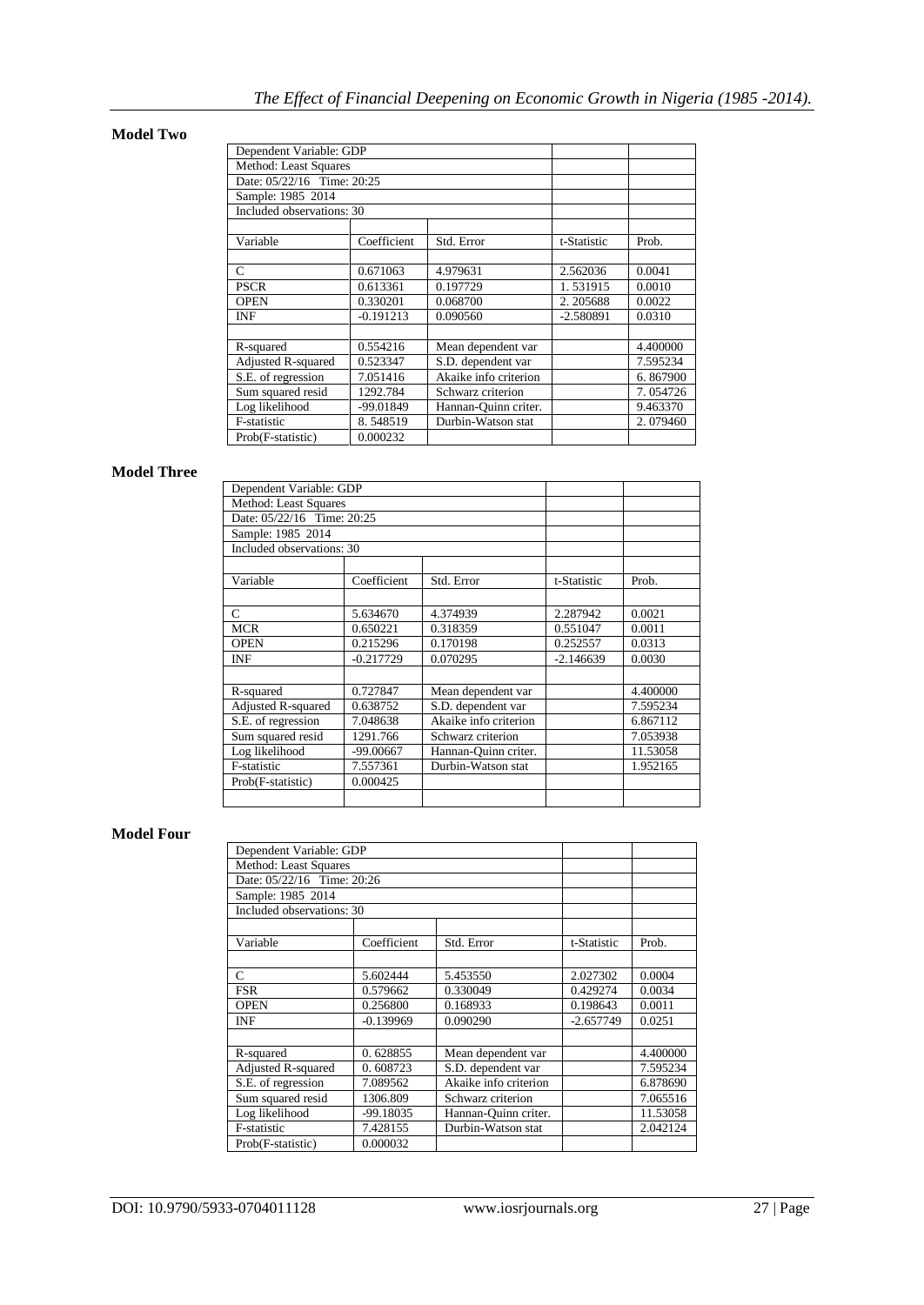**Model Two**

| Dependent Variable: GDP | | | | |
|---|---|---|---|---|
| Method: Least Squares | | | | |
| Date: 05/22/16 Time: 20:25 | | | | |
| Sample: 1985 2014 | | | | |
| Included observations: 30 | | | | |
| | | | | |
| Variable | Coefficient | Std. Error | t-Statistic | Prob. |
| | | | | |
| C | 0.671063 | 4.979631 | 2.562036 | 0.0041 |
| PSCR | 0.613361 | 0.197729 | 1. 531915 | 0.0010 |
| OPEN | 0.330201 | 0.068700 | 2. 205688 | 0.0022 |
| INF | -0.191213 | 0.090560 | -2.580891 | 0.0310 |
| | | | | |
| R-squared | 0.554216 | Mean dependent var | | 4.400000 |
| Adjusted R-squared | 0.523347 | S.D. dependent var | | 7.595234 |
| S.E. of regression | 7.051416 | Akaike info criterion | | 6. 867900 |
| Sum squared resid | 1292.784 | Schwarz criterion | | 7. 054726 |
| Log likelihood | -99.01849 | Hannan-Quinn criter. | | 9.463370 |
| F-statistic | 8. 548519 | Durbin-Watson stat | | 2. 079460 |
| Prob(F-statistic) | 0.000232 | | | |

**Model Three**

| Dependent Variable: GDP | | | | |
|---|---|---|---|---|
| Method: Least Squares | | | | |
| Date: 05/22/16 Time: 20:25 | | | | |
| Sample: 1985 2014 | | | | |
| Included observations: 30 | | | | |
| | | | | |
| Variable | Coefficient | Std. Error | t-Statistic | Prob. |
| | | | | |
| C | 5.634670 | 4.374939 | 2.287942 | 0.0021 |
| MCR | 0.650221 | 0.318359 | 0.551047 | 0.0011 |
| OPEN | 0.215296 | 0.170198 | 0.252557 | 0.0313 |
| INF | -0.217729 | 0.070295 | -2.146639 | 0.0030 |
| | | | | |
| R-squared | 0.727847 | Mean dependent var | | 4.400000 |
| Adjusted R-squared | 0.638752 | S.D. dependent var | | 7.595234 |
| S.E. of regression | 7.048638 | Akaike info criterion | | 6.867112 |
| Sum squared resid | 1291.766 | Schwarz criterion | | 7.053938 |
| Log likelihood | -99.00667 | Hannan-Quinn criter. | | 11.53058 |
| F-statistic | 7.557361 | Durbin-Watson stat | | 1.952165 |
| Prob(F-statistic) | 0.000425 | | | |
| | | | | |

**Model Four**

| Dependent Variable: GDP | | | | |
|---|---|---|---|---|
| Method: Least Squares | | | | |
| Date: 05/22/16 Time: 20:26 | | | | |
| Sample: 1985 2014 | | | | |
| Included observations: 30 | | | | |
| | | | | |
| Variable | Coefficient | Std. Error | t-Statistic | Prob. |
| | | | | |
| C | 5.602444 | 5.453550 | 2.027302 | 0.0004 |
| FSR | 0.579662 | 0.330049 | 0.429274 | 0.0034 |
| OPEN | 0.256800 | 0.168933 | 0.198643 | 0.0011 |
| INF | -0.139969 | 0.090290 | -2.657749 | 0.0251 |
| | | | | |
| R-squared | 0. 628855 | Mean dependent var | | 4.400000 |
| Adjusted R-squared | 0. 608723 | S.D. dependent var | | 7.595234 |
| S.E. of regression | 7.089562 | Akaike info criterion | | 6.878690 |
| Sum squared resid | 1306.809 | Schwarz criterion | | 7.065516 |
| Log likelihood | -99.18035 | Hannan-Quinn criter. | | 11.53058 |
| F-statistic | 7.428155 | Durbin-Watson stat | | 2.042124 |
| Prob(F-statistic) | 0.000032 | | | |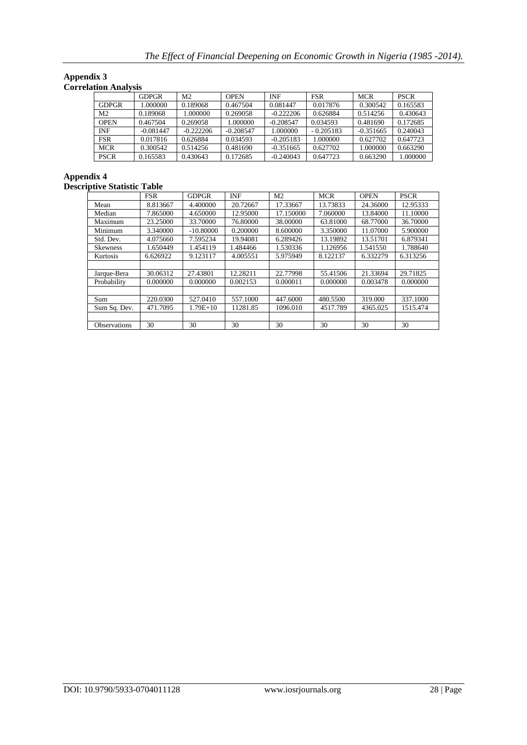## Appendix 3

### Correlation Analysis

| | GDPGR | M2 | OPEN | INF | FSR | MCR | PSCR |
|---|---|---|---|---|---|---|---|
| GDPGR | 1.000000 | 0.189068 | 0.467504 | 0.081447 | 0.017876 | 0.300542 | 0.165583 |
| M2 | 0.189068 | 1.000000 | 0.269058 | -0.222206 | 0.626884 | 0.514256 | 0.430643 |
| OPEN | 0.467504 | 0.269058 | 1.000000 | -0.208547 | 0.034593 | 0.481690 | 0.172685 |
| INF | -0.081447 | -0.222206 | -0.208547 | 1.000000 | - 0.205183 | -0.351665 | 0.240043 |
| FSR | 0.017816 | 0.626884 | 0.034593 | -0.205183 | 1.000000 | 0.627702 | 0.647723 |
| MCR | 0.300542 | 0.514256 | 0.481690 | -0.351665 | 0.627702 | 1.000000 | 0.663290 |
| PSCR | 0.165583 | 0.430643 | 0.172685 | -0.240043 | 0.647723 | 0.663290 | 1.000000 |

## Appendix 4

### Descriptive Statistic Table

| | FSR | GDPGR | INF | M2 | MCR | OPEN | PSCR |
|---|---|---|---|---|---|---|---|
| Mean | 8.813667 | 4.400000 | 20.72667 | 17.33667 | 13.73833 | 24.36000 | 12.95333 |
| Median | 7.865000 | 4.650000 | 12.95000 | 17.150000 | 7.060000 | 13.84000 | 11.10000 |
| Maximum | 23.25000 | 33.70000 | 76.80000 | 38.00000 | 63.81000 | 68.77000 | 36.70000 |
| Minimum | 3.340000 | -10.80000 | 0.200000 | 8.600000 | 3.350000 | 11.07000 | 5.900000 |
| Std. Dev. | 4.075660 | 7.595234 | 19.94081 | 6.289426 | 13.19892 | 13.51701 | 6.879341 |
| Skewness | 1.650449 | 1.454119 | 1.484466 | 1.530336 | 1.126956 | 1.541550 | 1.788640 |
| Kurtosis | 6.626922 | 9.123117 | 4.005551 | 5.975949 | 8.122137 | 6.332279 | 6.313256 |
| | | | | | | | |
| Jarque-Bera | 30.06312 | 27.43801 | 12.28211 | 22.77998 | 55.41506 | 21.33694 | 29.71825 |
| Probability | 0.000000 | 0.000000 | 0.002153 | 0.000011 | 0.000000 | 0.003478 | 0.000000 |
| | | | | | | | |
| Sum | 220.0300 | 527.0410 | 557.1000 | 447.6000 | 480.5500 | 319.000 | 337.1000 |
| Sum Sq. Dev. | 471.7095 | 1.79E+10 | 11281.85 | 1096.010 | 4517.789 | 4365.025 | 1515.474 |
| | | | | | | | |
| Observations | 30 | 30 | 30 | 30 | 30 | 30 | 30 |